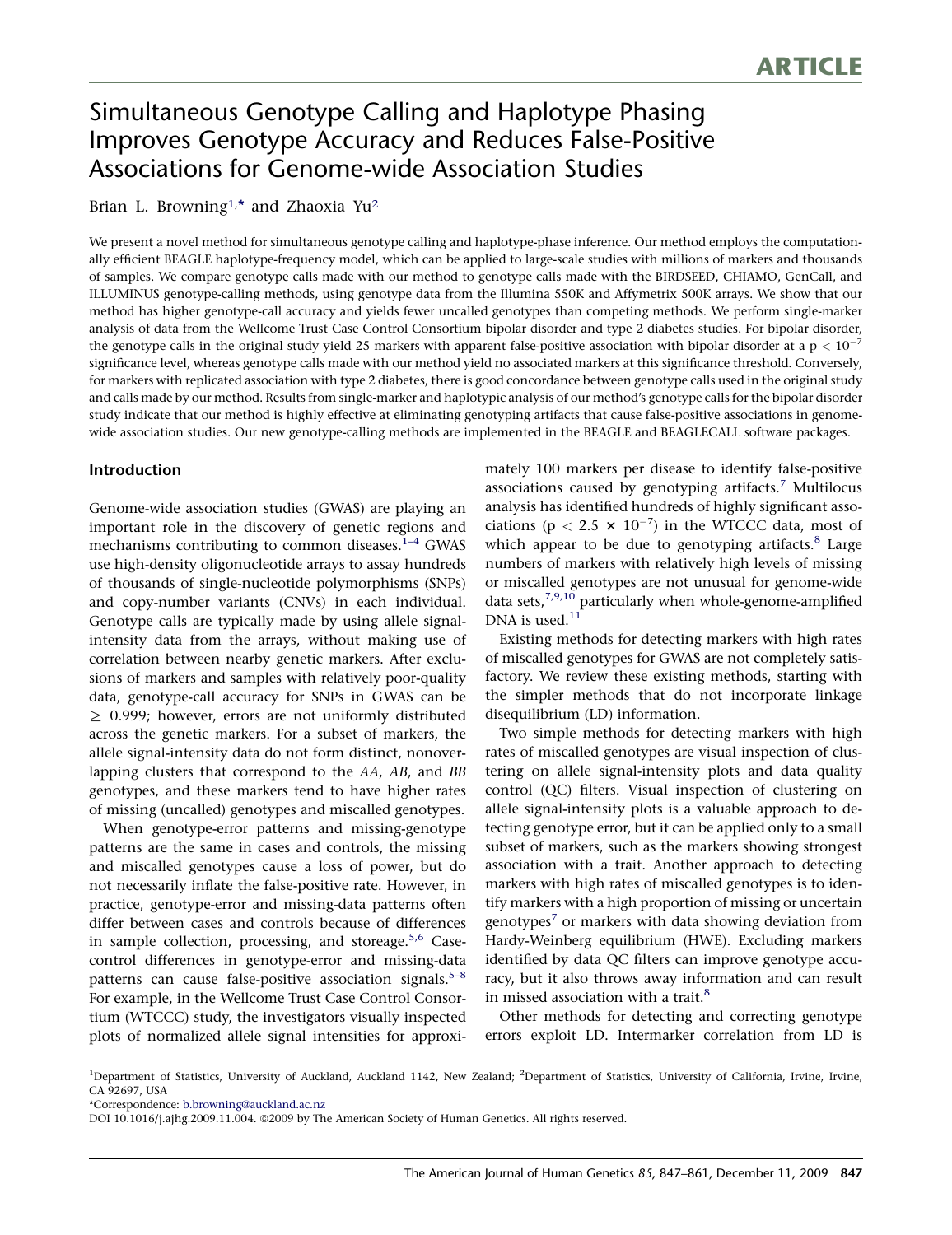ARTICLE

# Simultaneous Genotype Calling and Haplotype Phasing Improves Genotype Accuracy and Reduces False-Positive Associations for Genome-wide Association Studies

Brian L. Browning[1,*] and Zhaoxia Yu[2]

We present a novel method for simultaneous genotype calling and haplotype-phase inference. Our method employs the computationally efficient BEAGLE haplotype-frequency model, which can be applied to large-scale studies with millions of markers and thousands of samples. We compare genotype calls made with our method to genotype calls made with the BIRDSEED, CHIAMO, GenCall, and ILLUMINUS genotype-calling methods, using genotype data from the Illumina 550K and Affymetrix 500K arrays. We show that our method has higher genotype-call accuracy and yields fewer uncalled genotypes than competing methods. We perform single-marker analysis of data from the Wellcome Trust Case Control Consortium bipolar disorder and type 2 diabetes studies. For bipolar disorder, the genotype calls in the original study yield 25 markers with apparent false-positive association with bipolar disorder at a $p < 10^{-7}$ significance level, whereas genotype calls made with our method yield no associated markers at this significance threshold. Conversely, for markers with replicated association with type 2 diabetes, there is good concordance between genotype calls used in the original study and calls made by our method. Results from single-marker and haplotypic analysis of our method's genotype calls for the bipolar disorder study indicate that our method is highly effective at eliminating genotyping artifacts that cause false-positive associations in genome-wide association studies. Our new genotype-calling methods are implemented in the BEAGLE and BEAGLECALL software packages.

## Introduction

Genome-wide association studies (GWAS) are playing an important role in the discovery of genetic regions and mechanisms contributing to common diseases.[1–4] GWAS use high-density oligonucleotide arrays to assay hundreds of thousands of single-nucleotide polymorphisms (SNPs) and copy-number variants (CNVs) in each individual. Genotype calls are typically made by using allele signal-intensity data from the arrays, without making use of correlation between nearby genetic markers. After exclusions of markers and samples with relatively poor-quality data, genotype-call accuracy for SNPs in GWAS can be $\geq 0.999$; however, errors are not uniformly distributed across the genetic markers. For a subset of markers, the allele signal-intensity data do not form distinct, nonoverlapping clusters that correspond to the *AA*, *AB*, and *BB* genotypes, and these markers tend to have higher rates of missing (uncalled) genotypes and miscalled genotypes.

When genotype-error patterns and missing-genotype patterns are the same in cases and controls, the missing and miscalled genotypes cause a loss of power, but do not necessarily inflate the false-positive rate. However, in practice, genotype-error and missing-data patterns often differ between cases and controls because of differences in sample collection, processing, and storeage.[5,6] Case-control differences in genotype-error and missing-data patterns can cause false-positive association signals.[5–8] For example, in the Wellcome Trust Case Control Consortium (WTCCC) study, the investigators visually inspected plots of normalized allele signal intensities for approximately 100 markers per disease to identify false-positive associations caused by genotyping artifacts.[7] Multilocus analysis has identified hundreds of highly significant associations ($p < 2.5 \times 10^{-7}$) in the WTCCC data, most of which appear to be due to genotyping artifacts.[8] Large numbers of markers with relatively high levels of missing or miscalled genotypes are not unusual for genome-wide data sets,[7,9,10] particularly when whole-genome-amplified DNA is used.[11]

Existing methods for detecting markers with high rates of miscalled genotypes for GWAS are not completely satisfactory. We review these existing methods, starting with the simpler methods that do not incorporate linkage disequilibrium (LD) information.

Two simple methods for detecting markers with high rates of miscalled genotypes are visual inspection of clustering on allele signal-intensity plots and data quality control (QC) filters. Visual inspection of clustering on allele signal-intensity plots is a valuable approach to detecting genotype error, but it can be applied only to a small subset of markers, such as the markers showing strongest association with a trait. Another approach to detecting markers with high rates of miscalled genotypes is to identify markers with a high proportion of missing or uncertain genotypes[7] or markers with data showing deviation from Hardy-Weinberg equilibrium (HWE). Excluding markers identified by data QC filters can improve genotype accuracy, but it also throws away information and can result in missed association with a trait.[8]

Other methods for detecting and correcting genotype errors exploit LD. Intermarker correlation from LD is

[1]Department of Statistics, University of Auckland, Auckland 1142, New Zealand; [2]Department of Statistics, University of California, Irvine, Irvine, CA 92697, USA

*Correspondence: b.browning@auckland.ac.nz

DOI 10.1016/j.ajhg.2009.11.004. ©2009 by The American Society of Human Genetics. All rights reserved.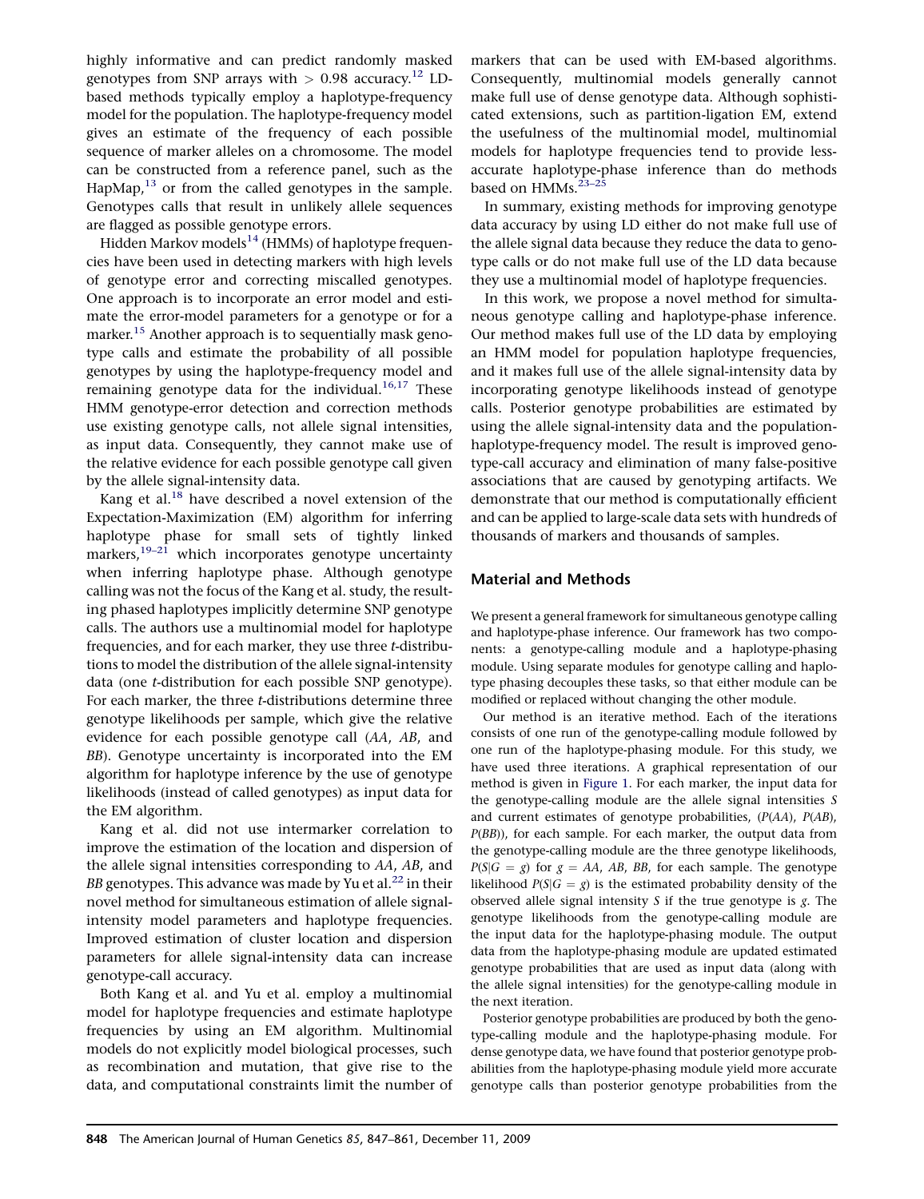highly informative and can predict randomly masked genotypes from SNP arrays with $> 0.98$ accuracy.[12] LD-based methods typically employ a haplotype-frequency model for the population. The haplotype-frequency model gives an estimate of the frequency of each possible sequence of marker alleles on a chromosome. The model can be constructed from a reference panel, such as the HapMap,[13] or from the called genotypes in the sample. Genotypes calls that result in unlikely allele sequences are flagged as possible genotype errors.

Hidden Markov models[14] (HMMs) of haplotype frequencies have been used in detecting markers with high levels of genotype error and correcting miscalled genotypes. One approach is to incorporate an error model and estimate the error-model parameters for a genotype or for a marker.[15] Another approach is to sequentially mask genotype calls and estimate the probability of all possible genotypes by using the haplotype-frequency model and remaining genotype data for the individual.[16,17] These HMM genotype-error detection and correction methods use existing genotype calls, not allele signal intensities, as input data. Consequently, they cannot make use of the relative evidence for each possible genotype call given by the allele signal-intensity data.

Kang et al.[18] have described a novel extension of the Expectation-Maximization (EM) algorithm for inferring haplotype phase for small sets of tightly linked markers,[19–21] which incorporates genotype uncertainty when inferring haplotype phase. Although genotype calling was not the focus of the Kang et al. study, the resulting phased haplotypes implicitly determine SNP genotype calls. The authors use a multinomial model for haplotype frequencies, and for each marker, they use three *t*-distributions to model the distribution of the allele signal-intensity data (one *t*-distribution for each possible SNP genotype). For each marker, the three *t*-distributions determine three genotype likelihoods per sample, which give the relative evidence for each possible genotype call (*AA*, *AB*, and *BB*). Genotype uncertainty is incorporated into the EM algorithm for haplotype inference by the use of genotype likelihoods (instead of called genotypes) as input data for the EM algorithm.

Kang et al. did not use intermarker correlation to improve the estimation of the location and dispersion of the allele signal intensities corresponding to *AA*, *AB*, and *BB* genotypes. This advance was made by Yu et al.[22] in their novel method for simultaneous estimation of allele signal-intensity model parameters and haplotype frequencies. Improved estimation of cluster location and dispersion parameters for allele signal-intensity data can increase genotype-call accuracy.

Both Kang et al. and Yu et al. employ a multinomial model for haplotype frequencies and estimate haplotype frequencies by using an EM algorithm. Multinomial models do not explicitly model biological processes, such as recombination and mutation, that give rise to the data, and computational constraints limit the number of markers that can be used with EM-based algorithms. Consequently, multinomial models generally cannot make full use of dense genotype data. Although sophisticated extensions, such as partition-ligation EM, extend the usefulness of the multinomial model, multinomial models for haplotype frequencies tend to provide less-accurate haplotype-phase inference than do methods based on HMMs.[23–25]

In summary, existing methods for improving genotype data accuracy by using LD either do not make full use of the allele signal data because they reduce the data to genotype calls or do not make full use of the LD data because they use a multinomial model of haplotype frequencies.

In this work, we propose a novel method for simultaneous genotype calling and haplotype-phase inference. Our method makes full use of the LD data by employing an HMM model for population haplotype frequencies, and it makes full use of the allele signal-intensity data by incorporating genotype likelihoods instead of genotype calls. Posterior genotype probabilities are estimated by using the allele signal-intensity data and the population-haplotype-frequency model. The result is improved genotype-call accuracy and elimination of many false-positive associations that are caused by genotyping artifacts. We demonstrate that our method is computationally efficient and can be applied to large-scale data sets with hundreds of thousands of markers and thousands of samples.

## Material and Methods

We present a general framework for simultaneous genotype calling and haplotype-phase inference. Our framework has two components: a genotype-calling module and a haplotype-phasing module. Using separate modules for genotype calling and haplotype phasing decouples these tasks, so that either module can be modified or replaced without changing the other module.

Our method is an iterative method. Each of the iterations consists of one run of the genotype-calling module followed by one run of the haplotype-phasing module. For this study, we have used three iterations. A graphical representation of our method is given in Figure 1. For each marker, the input data for the genotype-calling module are the allele signal intensities $S$ and current estimates of genotype probabilities, ($P(AA)$, $P(AB)$, $P(BB)$), for each sample. For each marker, the output data from the genotype-calling module are the three genotype likelihoods, $P(S|G = g)$ for $g = AA$, $AB$, $BB$, for each sample. The genotype likelihood $P(S|G = g)$ is the estimated probability density of the observed allele signal intensity $S$ if the true genotype is $g$. The genotype likelihoods from the genotype-calling module are the input data for the haplotype-phasing module. The output data from the haplotype-phasing module are updated estimated genotype probabilities that are used as input data (along with the allele signal intensities) for the genotype-calling module in the next iteration.

Posterior genotype probabilities are produced by both the genotype-calling module and the haplotype-phasing module. For dense genotype data, we have found that posterior genotype probabilities from the haplotype-phasing module yield more accurate genotype calls than posterior genotype probabilities from the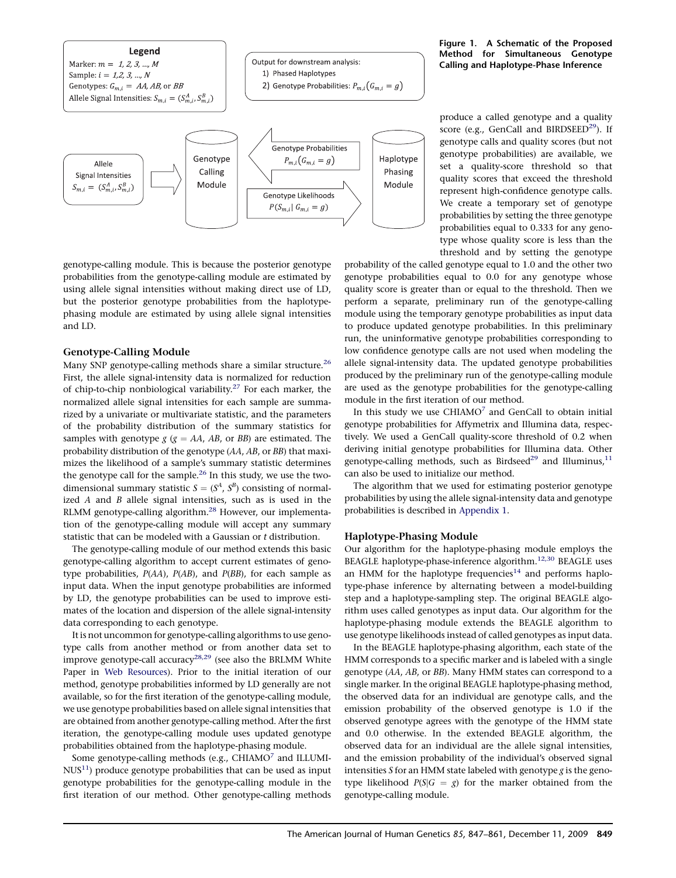**Figure 1. A Schematic of the Proposed Method for Simultaneous Genotype Calling and Haplotype-Phase Inference**

Legend
Marker: $m = 1, 2, 3, ..., M$
Sample: $i = 1, 2, 3, ..., N$
Genotypes: $G_{m,i} = AA, AB,$ or $BB$
Allele Signal Intensities: $S_{m,i} = (S^A_{m,i}, S^B_{m,i})$

Output for downstream analysis:
1) Phased Haplotypes
2) Genotype Probabilities: $P_{m,i}(G_{m,i} = g)$

Allele Signal Intensities $S_{m,i} = (S^A_{m,i}, S^B_{m,i})$ → Genotype Calling Module
Genotype Probabilities $P_{m,i}(G_{m,i} = g)$ (Haplotype Phasing Module → Genotype Calling Module)
Genotype Likelihoods $P(S_{m,i} | G_{m,i} = g)$ (Genotype Calling Module → Haplotype Phasing Module)

genotype-calling module. This is because the posterior genotype probabilities from the genotype-calling module are estimated by using allele signal intensities without making direct use of LD, but the posterior genotype probabilities from the haplotype-phasing module are estimated by using allele signal intensities and LD.

## Genotype-Calling Module

Many SNP genotype-calling methods share a similar structure.[26] First, the allele signal-intensity data is normalized for reduction of chip-to-chip nonbiological variability.[27] For each marker, the normalized allele signal intensities for each sample are summarized by a univariate or multivariate statistic, and the parameters of the probability distribution of the summary statistics for samples with genotype $g$ ($g = AA$, $AB$, or $BB$) are estimated. The probability distribution of the genotype ($AA$, $AB$, or $BB$) that maximizes the likelihood of a sample's summary statistic determines the genotype call for the sample.[26] In this study, we use the two-dimensional summary statistic $S = (S^A, S^B)$ consisting of normalized $A$ and $B$ allele signal intensities, such as is used in the RLMM genotype-calling algorithm.[28] However, our implementation of the genotype-calling module will accept any summary statistic that can be modeled with a Gaussian or $t$ distribution.

The genotype-calling module of our method extends this basic genotype-calling algorithm to accept current estimates of genotype probabilities, $P(AA)$, $P(AB)$, and $P(BB)$, for each sample as input data. When the input genotype probabilities are informed by LD, the genotype probabilities can be used to improve estimates of the location and dispersion of the allele signal-intensity data corresponding to each genotype.

It is not uncommon for genotype-calling algorithms to use genotype calls from another method or from another data set to improve genotype-call accuracy[28,29] (see also the BRLMM White Paper in Web Resources). Prior to the initial iteration of our method, genotype probabilities informed by LD generally are not available, so for the first iteration of the genotype-calling module, we use genotype probabilities based on allele signal intensities that are obtained from another genotype-calling method. After the first iteration, the genotype-calling module uses updated genotype probabilities obtained from the haplotype-phasing module.

Some genotype-calling methods (e.g., CHIAMO[7] and ILLUMINUS[11]) produce genotype probabilities that can be used as input genotype probabilities for the genotype-calling module in the first iteration of our method. Other genotype-calling methods produce a called genotype and a quality score (e.g., GenCall and BIRDSEED[29]). If genotype calls and quality scores (but not genotype probabilities) are available, we set a quality-score threshold so that quality scores that exceed the threshold represent high-confidence genotype calls. We create a temporary set of genotype probabilities by setting the three genotype probabilities equal to 0.333 for any genotype whose quality score is less than the threshold and by setting the genotype probability of the called genotype equal to 1.0 and the other two genotype probabilities equal to 0.0 for any genotype whose quality score is greater than or equal to the threshold. Then we perform a separate, preliminary run of the genotype-calling module using the temporary genotype probabilities as input data to produce updated genotype probabilities. In this preliminary run, the uninformative genotype probabilities corresponding to low confidence genotype calls are not used when modeling the allele signal-intensity data. The updated genotype probabilities produced by the preliminary run of the genotype-calling module are used as the genotype probabilities for the genotype-calling module in the first iteration of our method.

In this study we use CHIAMO[7] and GenCall to obtain initial genotype probabilities for Affymetrix and Illumina data, respectively. We used a GenCall quality-score threshold of 0.2 when deriving initial genotype probabilities for Illumina data. Other genotype-calling methods, such as Birdseed[29] and Illuminus,[11] can also be used to initialize our method.

The algorithm that we used for estimating posterior genotype probabilities by using the allele signal-intensity data and genotype probabilities is described in Appendix 1.

## Haplotype-Phasing Module

Our algorithm for the haplotype-phasing module employs the BEAGLE haplotype-phase-inference algorithm.[12,30] BEAGLE uses an HMM for the haplotype frequencies[14] and performs haplotype-phase inference by alternating between a model-building step and a haplotype-sampling step. The original BEAGLE algorithm uses called genotypes as input data. Our algorithm for the haplotype-phasing module extends the BEAGLE algorithm to use genotype likelihoods instead of called genotypes as input data.

In the BEAGLE haplotype-phasing algorithm, each state of the HMM corresponds to a specific marker and is labeled with a single genotype ($AA$, $AB$, or $BB$). Many HMM states can correspond to a single marker. In the original BEAGLE haplotype-phasing method, the observed data for an individual are genotype calls, and the emission probability of the observed genotype is 1.0 if the observed genotype agrees with the genotype of the HMM state and 0.0 otherwise. In the extended BEAGLE algorithm, the observed data for an individual are the allele signal intensities, and the emission probability of the individual's observed signal intensities $S$ for an HMM state labeled with genotype $g$ is the genotype likelihood $P(S|G = g)$ for the marker obtained from the genotype-calling module.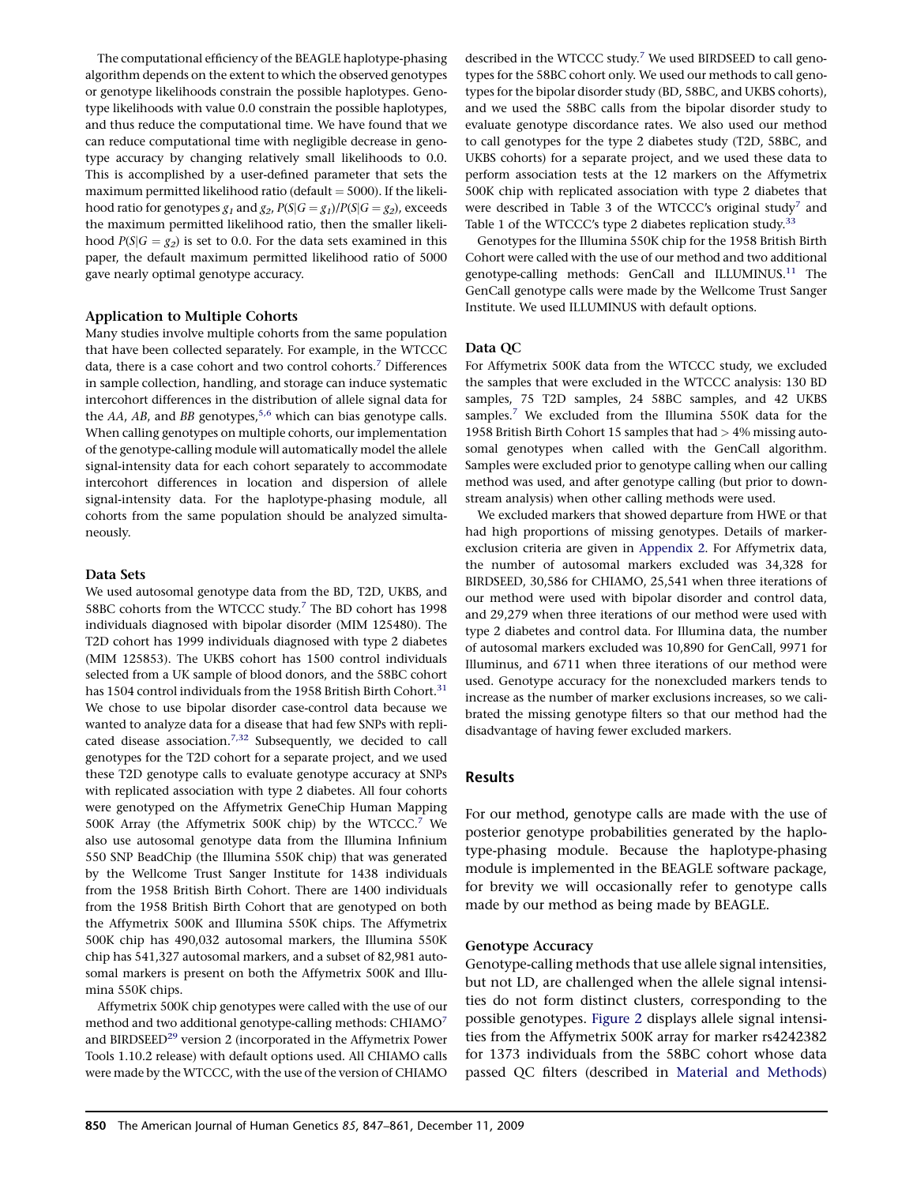The computational efficiency of the BEAGLE haplotype-phasing algorithm depends on the extent to which the observed genotypes or genotype likelihoods constrain the possible haplotypes. Genotype likelihoods with value 0.0 constrain the possible haplotypes, and thus reduce the computational time. We have found that we can reduce computational time with negligible decrease in genotype accuracy by changing relatively small likelihoods to 0.0. This is accomplished by a user-defined parameter that sets the maximum permitted likelihood ratio (default = 5000). If the likelihood ratio for genotypes $g_1$ and $g_2$, $P(S|G = g_1)/P(S|G = g_2)$, exceeds the maximum permitted likelihood ratio, then the smaller likelihood $P(S|G = g_2)$ is set to 0.0. For the data sets examined in this paper, the default maximum permitted likelihood ratio of 5000 gave nearly optimal genotype accuracy.

### Application to Multiple Cohorts

Many studies involve multiple cohorts from the same population that have been collected separately. For example, in the WTCCC data, there is a case cohort and two control cohorts.[7] Differences in sample collection, handling, and storage can induce systematic intercohort differences in the distribution of allele signal data for the *AA*, *AB*, and *BB* genotypes,[5,6] which can bias genotype calls. When calling genotypes on multiple cohorts, our implementation of the genotype-calling module will automatically model the allele signal-intensity data for each cohort separately to accommodate intercohort differences in location and dispersion of allele signal-intensity data. For the haplotype-phasing module, all cohorts from the same population should be analyzed simultaneously.

### Data Sets

We used autosomal genotype data from the BD, T2D, UKBS, and 58BC cohorts from the WTCCC study.[7] The BD cohort has 1998 individuals diagnosed with bipolar disorder (MIM 125480). The T2D cohort has 1999 individuals diagnosed with type 2 diabetes (MIM 125853). The UKBS cohort has 1500 control individuals selected from a UK sample of blood donors, and the 58BC cohort has 1504 control individuals from the 1958 British Birth Cohort.[31] We chose to use bipolar disorder case-control data because we wanted to analyze data for a disease that had few SNPs with replicated disease association.[7,32] Subsequently, we decided to call genotypes for the T2D cohort for a separate project, and we used these T2D genotype calls to evaluate genotype accuracy at SNPs with replicated association with type 2 diabetes. All four cohorts were genotyped on the Affymetrix GeneChip Human Mapping 500K Array (the Affymetrix 500K chip) by the WTCCC.[7] We also use autosomal genotype data from the Illumina Infinium 550 SNP BeadChip (the Illumina 550K chip) that was generated by the Wellcome Trust Sanger Institute for 1438 individuals from the 1958 British Birth Cohort. There are 1400 individuals from the 1958 British Birth Cohort that are genotyped on both the Affymetrix 500K and Illumina 550K chips. The Affymetrix 500K chip has 490,032 autosomal markers, the Illumina 550K chip has 541,327 autosomal markers, and a subset of 82,981 autosomal markers is present on both the Affymetrix 500K and Illumina 550K chips.

Affymetrix 500K chip genotypes were called with the use of our method and two additional genotype-calling methods: CHIAMO[7] and BIRDSEED[29] version 2 (incorporated in the Affymetrix Power Tools 1.10.2 release) with default options used. All CHIAMO calls were made by the WTCCC, with the use of the version of CHIAMO described in the WTCCC study.[7] We used BIRDSEED to call genotypes for the 58BC cohort only. We used our methods to call genotypes for the bipolar disorder study (BD, 58BC, and UKBS cohorts), and we used the 58BC calls from the bipolar disorder study to evaluate genotype discordance rates. We also used our method to call genotypes for the type 2 diabetes study (T2D, 58BC, and UKBS cohorts) for a separate project, and we used these data to perform association tests at the 12 markers on the Affymetrix 500K chip with replicated association with type 2 diabetes that were described in Table 3 of the WTCCC's original study[7] and Table 1 of the WTCCC's type 2 diabetes replication study.[33]

Genotypes for the Illumina 550K chip for the 1958 British Birth Cohort were called with the use of our method and two additional genotype-calling methods: GenCall and ILLUMINUS.[11] The GenCall genotype calls were made by the Wellcome Trust Sanger Institute. We used ILLUMINUS with default options.

### Data QC

For Affymetrix 500K data from the WTCCC study, we excluded the samples that were excluded in the WTCCC analysis: 130 BD samples, 75 T2D samples, 24 58BC samples, and 42 UKBS samples.[7] We excluded from the Illumina 550K data for the 1958 British Birth Cohort 15 samples that had > 4% missing autosomal genotypes when called with the GenCall algorithm. Samples were excluded prior to genotype calling when our calling method was used, and after genotype calling (but prior to downstream analysis) when other calling methods were used.

We excluded markers that showed departure from HWE or that had high proportions of missing genotypes. Details of marker-exclusion criteria are given in Appendix 2. For Affymetrix data, the number of autosomal markers excluded was 34,328 for BIRDSEED, 30,586 for CHIAMO, 25,541 when three iterations of our method were used with bipolar disorder and control data, and 29,279 when three iterations of our method were used with type 2 diabetes and control data. For Illumina data, the number of autosomal markers excluded was 10,890 for GenCall, 9971 for Illuminus, and 6711 when three iterations of our method were used. Genotype accuracy for the nonexcluded markers tends to increase as the number of marker exclusions increases, so we calibrated the missing genotype filters so that our method had the disadvantage of having fewer excluded markers.

## Results

For our method, genotype calls are made with the use of posterior genotype probabilities generated by the haplotype-phasing module. Because the haplotype-phasing module is implemented in the BEAGLE software package, for brevity we will occasionally refer to genotype calls made by our method as being made by BEAGLE.

### Genotype Accuracy

Genotype-calling methods that use allele signal intensities, but not LD, are challenged when the allele signal intensities do not form distinct clusters, corresponding to the possible genotypes. Figure 2 displays allele signal intensities from the Affymetrix 500K array for marker rs4242382 for 1373 individuals from the 58BC cohort whose data passed QC filters (described in Material and Methods)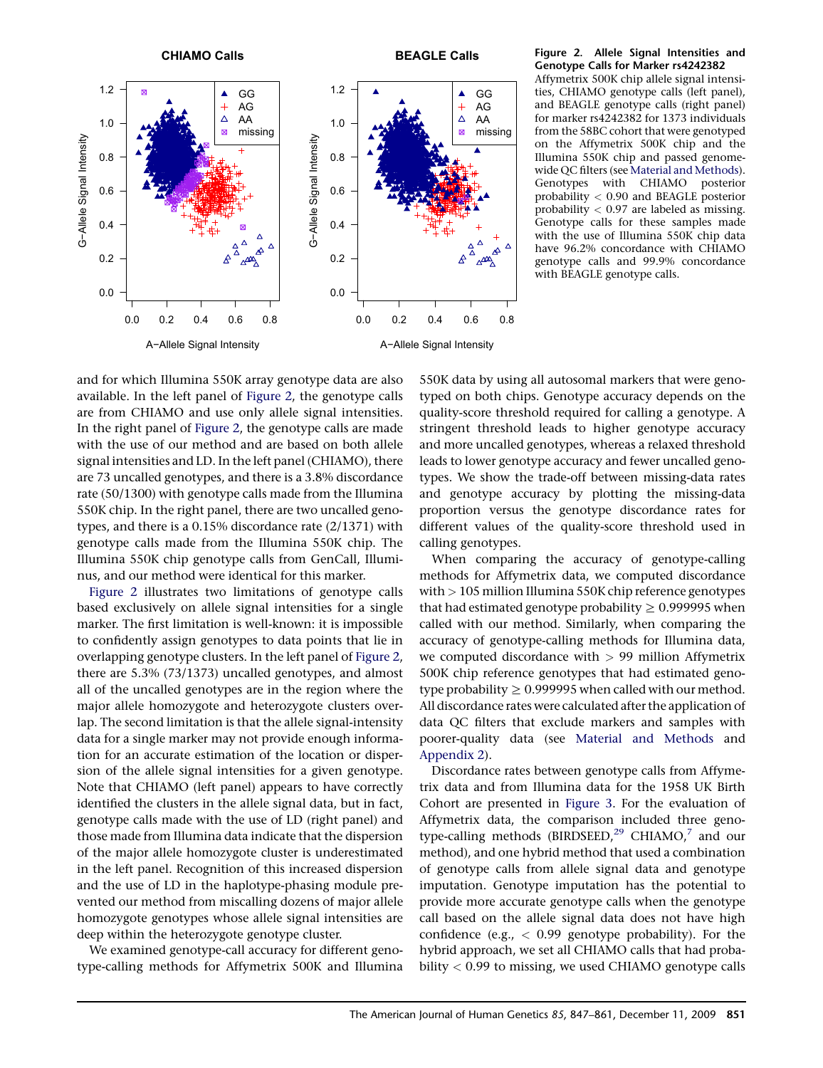**Figure 2. Allele Signal Intensities and Genotype Calls for Marker rs4242382**

Affymetrix 500K chip allele signal intensities, CHIAMO genotype calls (left panel), and BEAGLE genotype calls (right panel) for marker rs4242382 for 1373 individuals from the 58BC cohort that were genotyped on the Affymetrix 500K chip and the Illumina 550K chip and passed genome-wide QC filters (see Material and Methods). Genotypes with CHIAMO posterior probability < 0.90 and BEAGLE posterior probability < 0.97 are labeled as missing. Genotype calls for these samples made with the use of Illumina 550K chip data have 96.2% concordance with CHIAMO genotype calls and 99.9% concordance with BEAGLE genotype calls.

and for which Illumina 550K array genotype data are also available. In the left panel of Figure 2, the genotype calls are from CHIAMO and use only allele signal intensities. In the right panel of Figure 2, the genotype calls are made with the use of our method and are based on both allele signal intensities and LD. In the left panel (CHIAMO), there are 73 uncalled genotypes, and there is a 3.8% discordance rate (50/1300) with genotype calls made from the Illumina 550K chip. In the right panel, there are two uncalled genotypes, and there is a 0.15% discordance rate (2/1371) with genotype calls made from the Illumina 550K chip. The Illumina 550K chip genotype calls from GenCall, Illuminus, and our method were identical for this marker.

Figure 2 illustrates two limitations of genotype calls based exclusively on allele signal intensities for a single marker. The first limitation is well-known: it is impossible to confidently assign genotypes to data points that lie in overlapping genotype clusters. In the left panel of Figure 2, there are 5.3% (73/1373) uncalled genotypes, and almost all of the uncalled genotypes are in the region where the major allele homozygote and heterozygote clusters overlap. The second limitation is that the allele signal-intensity data for a single marker may not provide enough information for an accurate estimation of the location or dispersion of the allele signal intensities for a given genotype. Note that CHIAMO (left panel) appears to have correctly identified the clusters in the allele signal data, but in fact, genotype calls made with the use of LD (right panel) and those made from Illumina data indicate that the dispersion of the major allele homozygote cluster is underestimated in the left panel. Recognition of this increased dispersion and the use of LD in the haplotype-phasing module prevented our method from miscalling dozens of major allele homozygote genotypes whose allele signal intensities are deep within the heterozygote genotype cluster.

We examined genotype-call accuracy for different genotype-calling methods for Affymetrix 500K and Illumina 550K data by using all autosomal markers that were genotyped on both chips. Genotype accuracy depends on the quality-score threshold required for calling a genotype. A stringent threshold leads to higher genotype accuracy and more uncalled genotypes, whereas a relaxed threshold leads to lower genotype accuracy and fewer uncalled genotypes. We show the trade-off between missing-data rates and genotype accuracy by plotting the missing-data proportion versus the genotype discordance rates for different values of the quality-score threshold used in calling genotypes.

When comparing the accuracy of genotype-calling methods for Affymetrix data, we computed discordance with > 105 million Illumina 550K chip reference genotypes that had estimated genotype probability ≥ 0.999995 when called with our method. Similarly, when comparing the accuracy of genotype-calling methods for Illumina data, we computed discordance with > 99 million Affymetrix 500K chip reference genotypes that had estimated genotype probability ≥ 0.999995 when called with our method. All discordance rates were calculated after the application of data QC filters that exclude markers and samples with poorer-quality data (see Material and Methods and Appendix 2).

Discordance rates between genotype calls from Affymetrix data and from Illumina data for the 1958 UK Birth Cohort are presented in Figure 3. For the evaluation of Affymetrix data, the comparison included three genotype-calling methods (BIRDSEED,[29] CHIAMO,[7] and our method), and one hybrid method that used a combination of genotype calls from allele signal data and genotype imputation. Genotype imputation has the potential to provide more accurate genotype calls when the genotype call based on the allele signal data does not have high confidence (e.g., < 0.99 genotype probability). For the hybrid approach, we set all CHIAMO calls that had probability < 0.99 to missing, we used CHIAMO genotype calls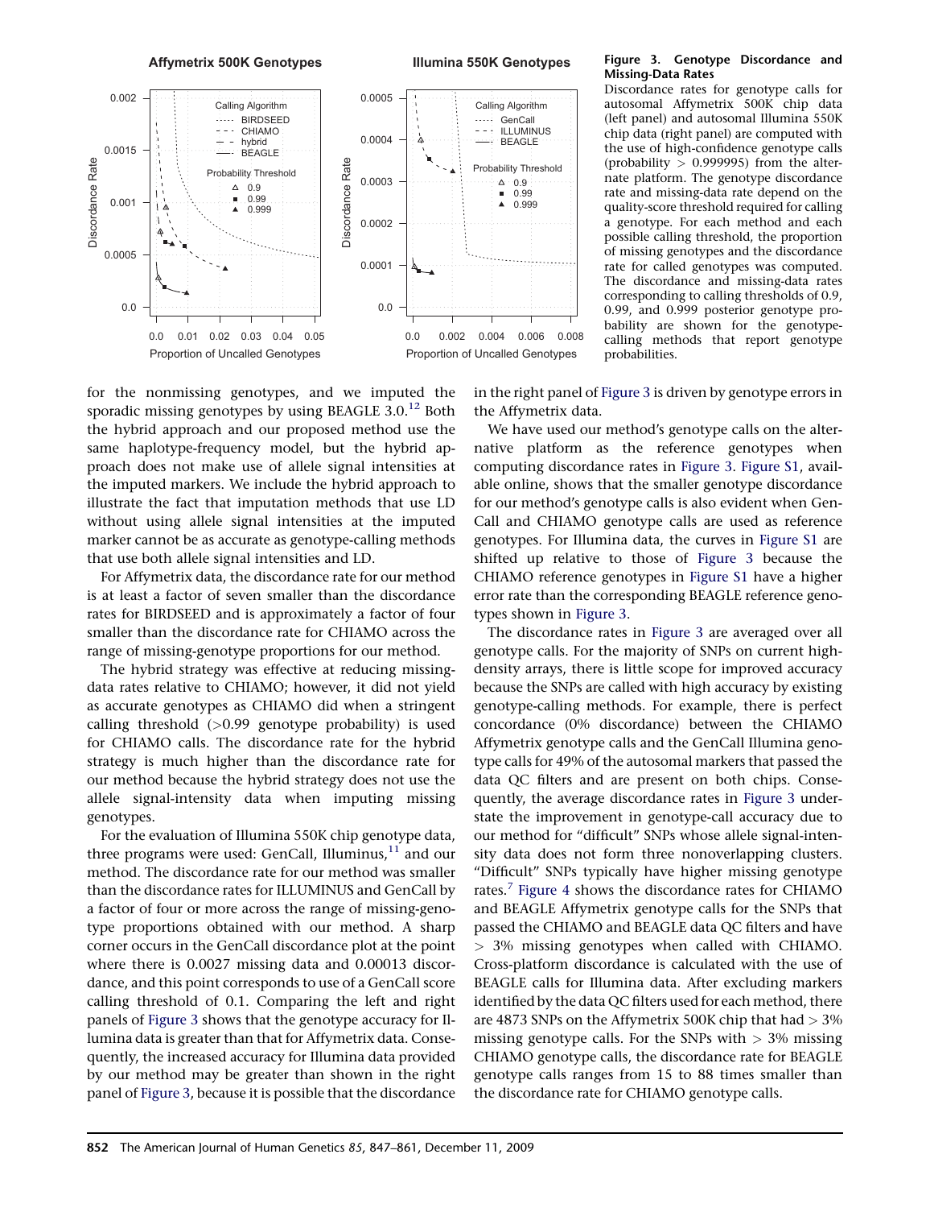**Figure 3. Genotype Discordance and Missing-Data Rates**

Discordance rates for genotype calls for autosomal Affymetrix 500K chip data (left panel) and autosomal Illumina 550K chip data (right panel) are computed with the use of high-confidence genotype calls (probability > 0.999995) from the alternate platform. The genotype discordance rate and missing-data rate depend on the quality-score threshold required for calling a genotype. For each method and each possible calling threshold, the proportion of missing genotypes and the discordance rate for called genotypes was computed. The discordance and missing-data rates corresponding to calling thresholds of 0.9, 0.99, and 0.999 posterior genotype probability are shown for the genotype-calling methods that report genotype probabilities.

for the nonmissing genotypes, and we imputed the sporadic missing genotypes by using BEAGLE 3.0.[12] Both the hybrid approach and our proposed method use the same haplotype-frequency model, but the hybrid approach does not make use of allele signal intensities at the imputed markers. We include the hybrid approach to illustrate the fact that imputation methods that use LD without using allele signal intensities at the imputed marker cannot be as accurate as genotype-calling methods that use both allele signal intensities and LD.

For Affymetrix data, the discordance rate for our method is at least a factor of seven smaller than the discordance rates for BIRDSEED and is approximately a factor of four smaller than the discordance rate for CHIAMO across the range of missing-genotype proportions for our method.

The hybrid strategy was effective at reducing missing-data rates relative to CHIAMO; however, it did not yield as accurate genotypes as CHIAMO did when a stringent calling threshold (>0.99 genotype probability) is used for CHIAMO calls. The discordance rate for the hybrid strategy is much higher than the discordance rate for our method because the hybrid strategy does not use the allele signal-intensity data when imputing missing genotypes.

For the evaluation of Illumina 550K chip genotype data, three programs were used: GenCall, Illuminus,[11] and our method. The discordance rate for our method was smaller than the discordance rates for ILLUMINUS and GenCall by a factor of four or more across the range of missing-genotype proportions obtained with our method. A sharp corner occurs in the GenCall discordance plot at the point where there is 0.0027 missing data and 0.00013 discordance, and this point corresponds to use of a GenCall score calling threshold of 0.1. Comparing the left and right panels of Figure 3 shows that the genotype accuracy for Illumina data is greater than that for Affymetrix data. Consequently, the increased accuracy for Illumina data provided by our method may be greater than shown in the right panel of Figure 3, because it is possible that the discordance in the right panel of Figure 3 is driven by genotype errors in the Affymetrix data.

We have used our method's genotype calls on the alternative platform as the reference genotypes when computing discordance rates in Figure 3. Figure S1, available online, shows that the smaller genotype discordance for our method's genotype calls is also evident when GenCall and CHIAMO genotype calls are used as reference genotypes. For Illumina data, the curves in Figure S1 are shifted up relative to those of Figure 3 because the CHIAMO reference genotypes in Figure S1 have a higher error rate than the corresponding BEAGLE reference genotypes shown in Figure 3.

The discordance rates in Figure 3 are averaged over all genotype calls. For the majority of SNPs on current high-density arrays, there is little scope for improved accuracy because the SNPs are called with high accuracy by existing genotype-calling methods. For example, there is perfect concordance (0% discordance) between the CHIAMO Affymetrix genotype calls and the GenCall Illumina genotype calls for 49% of the autosomal markers that passed the data QC filters and are present on both chips. Consequently, the average discordance rates in Figure 3 understate the improvement in genotype-call accuracy due to our method for "difficult" SNPs whose allele signal-intensity data does not form three nonoverlapping clusters. "Difficult" SNPs typically have higher missing genotype rates.[7] Figure 4 shows the discordance rates for CHIAMO and BEAGLE Affymetrix genotype calls for the SNPs that passed the CHIAMO and BEAGLE data QC filters and have > 3% missing genotypes when called with CHIAMO. Cross-platform discordance is calculated with the use of BEAGLE calls for Illumina data. After excluding markers identified by the data QC filters used for each method, there are 4873 SNPs on the Affymetrix 500K chip that had > 3% missing genotype calls. For the SNPs with > 3% missing CHIAMO genotype calls, the discordance rate for BEAGLE genotype calls ranges from 15 to 88 times smaller than the discordance rate for CHIAMO genotype calls.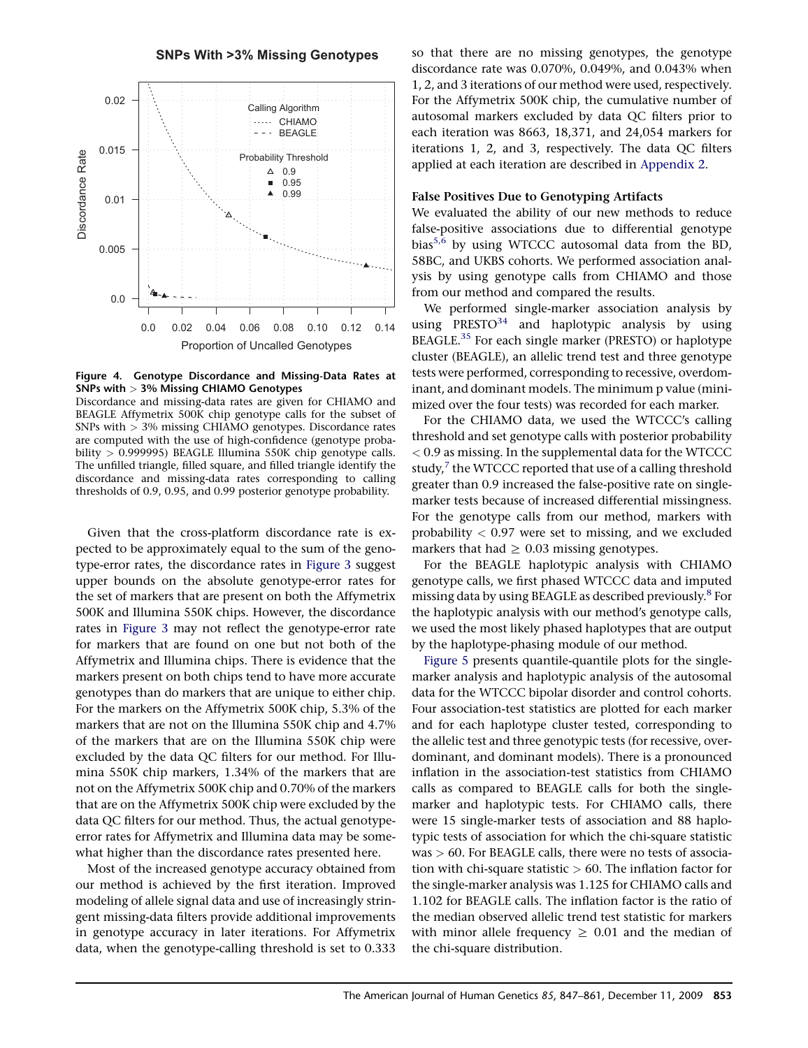**Figure 4. Genotype Discordance and Missing-Data Rates at SNPs with > 3% Missing CHIAMO Genotypes**

Discordance and missing-data rates are given for CHIAMO and BEAGLE Affymetrix 500K chip genotype calls for the subset of SNPs with > 3% missing CHIAMO genotypes. Discordance rates are computed with the use of high-confidence (genotype probability > 0.999995) BEAGLE Illumina 550K chip genotype calls. The unfilled triangle, filled square, and filled triangle identify the discordance and missing-data rates corresponding to calling thresholds of 0.9, 0.95, and 0.99 posterior genotype probability.

Given that the cross-platform discordance rate is expected to be approximately equal to the sum of the genotype-error rates, the discordance rates in Figure 3 suggest upper bounds on the absolute genotype-error rates for the set of markers that are present on both the Affymetrix 500K and Illumina 550K chips. However, the discordance rates in Figure 3 may not reflect the genotype-error rate for markers that are found on one but not both of the Affymetrix and Illumina chips. There is evidence that the markers present on both chips tend to have more accurate genotypes than do markers that are unique to either chip. For the markers on the Affymetrix 500K chip, 5.3% of the markers that are not on the Illumina 550K chip and 4.7% of the markers that are on the Illumina 550K chip were excluded by the data QC filters for our method. For Illumina 550K chip markers, 1.34% of the markers that are not on the Affymetrix 500K chip and 0.70% of the markers that are on the Affymetrix 500K chip were excluded by the data QC filters for our method. Thus, the actual genotype-error rates for Affymetrix and Illumina data may be somewhat higher than the discordance rates presented here.

Most of the increased genotype accuracy obtained from our method is achieved by the first iteration. Improved modeling of allele signal data and use of increasingly stringent missing-data filters provide additional improvements in genotype accuracy in later iterations. For Affymetrix data, when the genotype-calling threshold is set to 0.333 so that there are no missing genotypes, the genotype discordance rate was 0.070%, 0.049%, and 0.043% when 1, 2, and 3 iterations of our method were used, respectively. For the Affymetrix 500K chip, the cumulative number of autosomal markers excluded by data QC filters prior to each iteration was 8663, 18,371, and 24,054 markers for iterations 1, 2, and 3, respectively. The data QC filters applied at each iteration are described in Appendix 2.

### False Positives Due to Genotyping Artifacts

We evaluated the ability of our new methods to reduce false-positive associations due to differential genotype bias[5,6] by using WTCCC autosomal data from the BD, 58BC, and UKBS cohorts. We performed association analysis by using genotype calls from CHIAMO and those from our method and compared the results.

We performed single-marker association analysis by using PRESTO[34] and haplotypic analysis by using BEAGLE.[35] For each single marker (PRESTO) or haplotype cluster (BEAGLE), an allelic trend test and three genotype tests were performed, corresponding to recessive, overdominant, and dominant models. The minimum p value (minimized over the four tests) was recorded for each marker.

For the CHIAMO data, we used the WTCCC's calling threshold and set genotype calls with posterior probability < 0.9 as missing. In the supplemental data for the WTCCC study,[7] the WTCCC reported that use of a calling threshold greater than 0.9 increased the false-positive rate on single-marker tests because of increased differential missingness. For the genotype calls from our method, markers with probability < 0.97 were set to missing, and we excluded markers that had ≥ 0.03 missing genotypes.

For the BEAGLE haplotypic analysis with CHIAMO genotype calls, we first phased WTCCC data and imputed missing data by using BEAGLE as described previously.[8] For the haplotypic analysis with our method's genotype calls, we used the most likely phased haplotypes that are output by the haplotype-phasing module of our method.

Figure 5 presents quantile-quantile plots for the single-marker analysis and haplotypic analysis of the autosomal data for the WTCCC bipolar disorder and control cohorts. Four association-test statistics are plotted for each marker and for each haplotype cluster tested, corresponding to the allelic test and three genotypic tests (for recessive, overdominant, and dominant models). There is a pronounced inflation in the association-test statistics from CHIAMO calls as compared to BEAGLE calls for both the single-marker and haplotypic tests. For CHIAMO calls, there were 15 single-marker tests of association and 88 haplotypic tests of association for which the chi-square statistic was > 60. For BEAGLE calls, there were no tests of association with chi-square statistic > 60. The inflation factor for the single-marker analysis was 1.125 for CHIAMO calls and 1.102 for BEAGLE calls. The inflation factor is the ratio of the median observed allelic trend test statistic for markers with minor allele frequency ≥ 0.01 and the median of the chi-square distribution.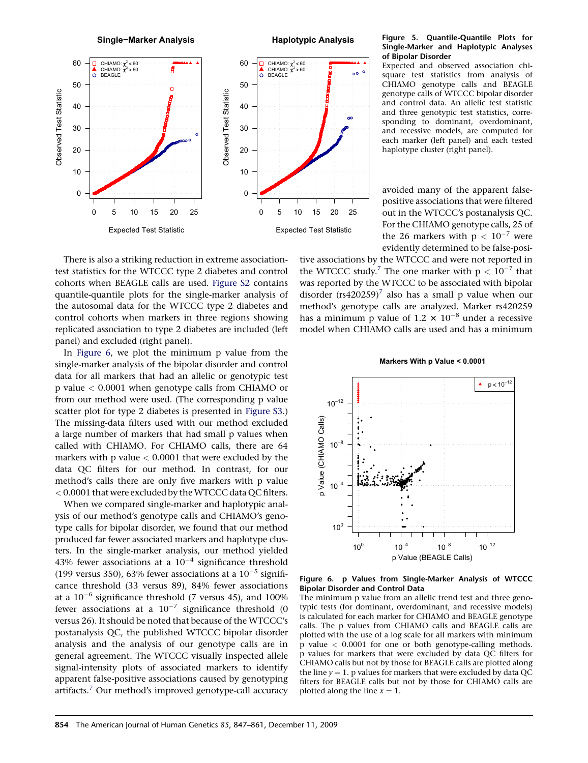**Figure 5. Quantile-Quantile Plots for Single-Marker and Haplotypic Analyses of Bipolar Disorder**
Expected and observed association chi-square test statistics from analysis of CHIAMO genotype calls and BEAGLE genotype calls of WTCCC bipolar disorder and control data. An allelic test statistic and three genotypic test statistics, corresponding to dominant, overdominant, and recessive models, are computed for each marker (left panel) and each tested haplotype cluster (right panel).

avoided many of the apparent false-positive associations that were filtered out in the WTCCC's postanalysis QC. For the CHIAMO genotype calls, 25 of the 26 markers with $p < 10^{-7}$ were evidently determined to be false-positive associations by the WTCCC and were not reported in the WTCCC study.[7] The one marker with $p < 10^{-7}$ that was reported by the WTCCC to be associated with bipolar disorder (rs420259)[7] also has a small p value when our method's genotype calls are analyzed. Marker rs420259 has a minimum p value of $1.2 \times 10^{-8}$ under a recessive model when CHIAMO calls are used and has a minimum

There is also a striking reduction in extreme association-test statistics for the WTCCC type 2 diabetes and control cohorts when BEAGLE calls are used. Figure S2 contains quantile-quantile plots for the single-marker analysis of the autosomal data for the WTCCC type 2 diabetes and control cohorts when markers in three regions showing replicated association to type 2 diabetes are included (left panel) and excluded (right panel).

In Figure 6, we plot the minimum p value from the single-marker analysis of the bipolar disorder and control data for all markers that had an allelic or genotypic test p value $< 0.0001$ when genotype calls from CHIAMO or from our method were used. (The corresponding p value scatter plot for type 2 diabetes is presented in Figure S3.) The missing-data filters used with our method excluded a large number of markers that had small p values when called with CHIAMO calls, there are 64 markers with p value $< 0.0001$ that were excluded by the data QC filters for our method. In contrast, for our method's calls there are only five markers with p value $< 0.0001$ that were excluded by the WTCCC data QC filters.

When we compared single-marker and haplotypic analysis of our method's genotype calls and CHIAMO's genotype calls for bipolar disorder, we found that our method produced far fewer associated markers and haplotype clusters. In the single-marker analysis, our method yielded 43% fewer associations at a $10^{-4}$ significance threshold (199 versus 350), 63% fewer associations at a $10^{-5}$ significance threshold (33 versus 89), 84% fewer associations at a $10^{-6}$ significance threshold (7 versus 45), and 100% fewer associations at a $10^{-7}$ significance threshold (0 versus 26). It should be noted that because of the WTCCC's postanalysis QC, the published WTCCC bipolar disorder analysis and the analysis of our genotype calls are in general agreement. The WTCCC visually inspected allele signal-intensity plots of associated markers to identify apparent false-positive associations caused by genotyping artifacts.[7] Our method's improved genotype-call accuracy

**Figure 6. p Values from Single-Marker Analysis of WTCCC Bipolar Disorder and Control Data**
The minimum p value from an allelic trend test and three genotypic tests (for dominant, overdominant, and recessive models) is calculated for each marker for CHIAMO and BEAGLE genotype calls. The p values from CHIAMO calls and BEAGLE calls are plotted with the use of a log scale for all markers with minimum p value $< 0.0001$ for one or both genotype-calling methods. p values for markers that were excluded by data QC filters for CHIAMO calls but not by those for BEAGLE calls are plotted along the line $y = 1$. p values for markers that were excluded by data QC filters for BEAGLE calls but not by those for CHIAMO calls are plotted along the line $x = 1$.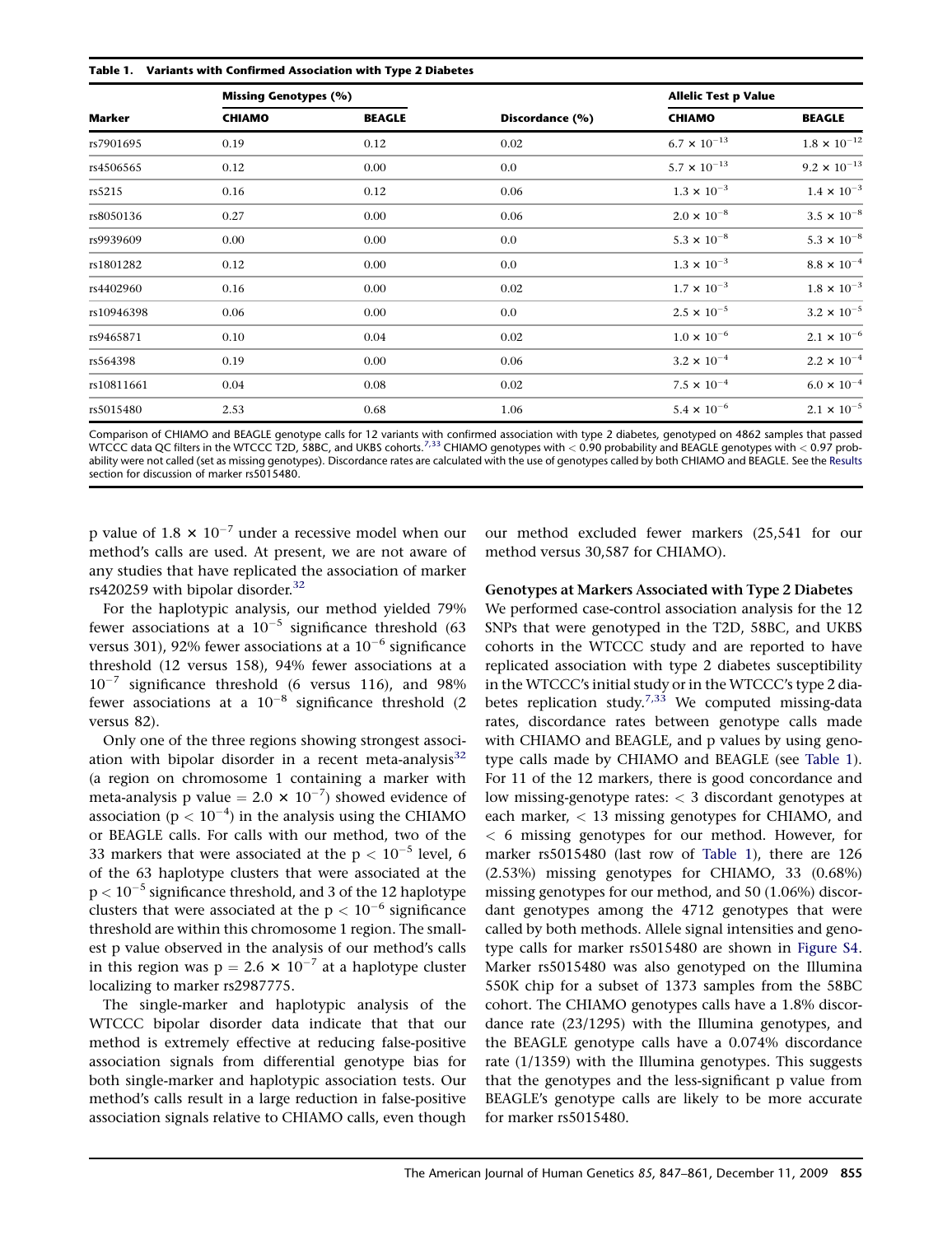**Table 1. Variants with Confirmed Association with Type 2 Diabetes**

| Marker | Missing Genotypes (%) | | Discordance (%) | Allelic Test p Value | |
|---|---|---|---|---|---|
| | CHIAMO | BEAGLE | | CHIAMO | BEAGLE |
| rs7901695 | 0.19 | 0.12 | 0.02 | $6.7 \times 10^{-13}$ | $1.8 \times 10^{-12}$ |
| rs4506565 | 0.12 | 0.00 | 0.0 | $5.7 \times 10^{-13}$ | $9.2 \times 10^{-13}$ |
| rs5215 | 0.16 | 0.12 | 0.06 | $1.3 \times 10^{-3}$ | $1.4 \times 10^{-3}$ |
| rs8050136 | 0.27 | 0.00 | 0.06 | $2.0 \times 10^{-8}$ | $3.5 \times 10^{-8}$ |
| rs9939609 | 0.00 | 0.00 | 0.0 | $5.3 \times 10^{-8}$ | $5.3 \times 10^{-8}$ |
| rs1801282 | 0.12 | 0.00 | 0.0 | $1.3 \times 10^{-3}$ | $8.8 \times 10^{-4}$ |
| rs4402960 | 0.16 | 0.00 | 0.02 | $1.7 \times 10^{-3}$ | $1.8 \times 10^{-3}$ |
| rs10946398 | 0.06 | 0.00 | 0.0 | $2.5 \times 10^{-5}$ | $3.2 \times 10^{-5}$ |
| rs9465871 | 0.10 | 0.04 | 0.02 | $1.0 \times 10^{-6}$ | $2.1 \times 10^{-6}$ |
| rs564398 | 0.19 | 0.00 | 0.06 | $3.2 \times 10^{-4}$ | $2.2 \times 10^{-4}$ |
| rs10811661 | 0.04 | 0.08 | 0.02 | $7.5 \times 10^{-4}$ | $6.0 \times 10^{-4}$ |
| rs5015480 | 2.53 | 0.68 | 1.06 | $5.4 \times 10^{-6}$ | $2.1 \times 10^{-5}$ |

Comparison of CHIAMO and BEAGLE genotype calls for 12 variants with confirmed association with type 2 diabetes, genotyped on 4862 samples that passed WTCCC data QC filters in the WTCCC T2D, 58BC, and UKBS cohorts.[7,33] CHIAMO genotypes with < 0.90 probability and BEAGLE genotypes with < 0.97 probability were not called (set as missing genotypes). Discordance rates are calculated with the use of genotypes called by both CHIAMO and BEAGLE. See the Results section for discussion of marker rs5015480.

p value of $1.8 \times 10^{-7}$ under a recessive model when our method's calls are used. At present, we are not aware of any studies that have replicated the association of marker rs420259 with bipolar disorder.[32]

For the haplotypic analysis, our method yielded 79% fewer associations at a $10^{-5}$ significance threshold (63 versus 301), 92% fewer associations at a $10^{-6}$ significance threshold (12 versus 158), 94% fewer associations at a $10^{-7}$ significance threshold (6 versus 116), and 98% fewer associations at a $10^{-8}$ significance threshold (2 versus 82).

Only one of the three regions showing strongest association with bipolar disorder in a recent meta-analysis[32] (a region on chromosome 1 containing a marker with meta-analysis p value = $2.0 \times 10^{-7}$) showed evidence of association ($p < 10^{-4}$) in the analysis using the CHIAMO or BEAGLE calls. For calls with our method, two of the 33 markers that were associated at the $p < 10^{-5}$ level, 6 of the 63 haplotype clusters that were associated at the $p < 10^{-5}$ significance threshold, and 3 of the 12 haplotype clusters that were associated at the $p < 10^{-6}$ significance threshold are within this chromosome 1 region. The smallest p value observed in the analysis of our method's calls in this region was $p = 2.6 \times 10^{-7}$ at a haplotype cluster localizing to marker rs2987775.

The single-marker and haplotypic analysis of the WTCCC bipolar disorder data indicate that that our method is extremely effective at reducing false-positive association signals from differential genotype bias for both single-marker and haplotypic association tests. Our method's calls result in a large reduction in false-positive association signals relative to CHIAMO calls, even though our method excluded fewer markers (25,541 for our method versus 30,587 for CHIAMO).

### Genotypes at Markers Associated with Type 2 Diabetes

We performed case-control association analysis for the 12 SNPs that were genotyped in the T2D, 58BC, and UKBS cohorts in the WTCCC study and are reported to have replicated association with type 2 diabetes susceptibility in the WTCCC's initial study or in the WTCCC's type 2 diabetes replication study.[7,33] We computed missing-data rates, discordance rates between genotype calls made with CHIAMO and BEAGLE, and p values by using genotype calls made by CHIAMO and BEAGLE (see Table 1). For 11 of the 12 markers, there is good concordance and low missing-genotype rates: < 3 discordant genotypes at each marker, < 13 missing genotypes for CHIAMO, and < 6 missing genotypes for our method. However, for marker rs5015480 (last row of Table 1), there are 126 (2.53%) missing genotypes for CHIAMO, 33 (0.68%) missing genotypes for our method, and 50 (1.06%) discordant genotypes among the 4712 genotypes that were called by both methods. Allele signal intensities and genotype calls for marker rs5015480 are shown in Figure S4. Marker rs5015480 was also genotyped on the Illumina 550K chip for a subset of 1373 samples from the 58BC cohort. The CHIAMO genotypes calls have a 1.8% discordance rate (23/1295) with the Illumina genotypes, and the BEAGLE genotype calls have a 0.074% discordance rate (1/1359) with the Illumina genotypes. This suggests that the genotypes and the less-significant p value from BEAGLE's genotype calls are likely to be more accurate for marker rs5015480.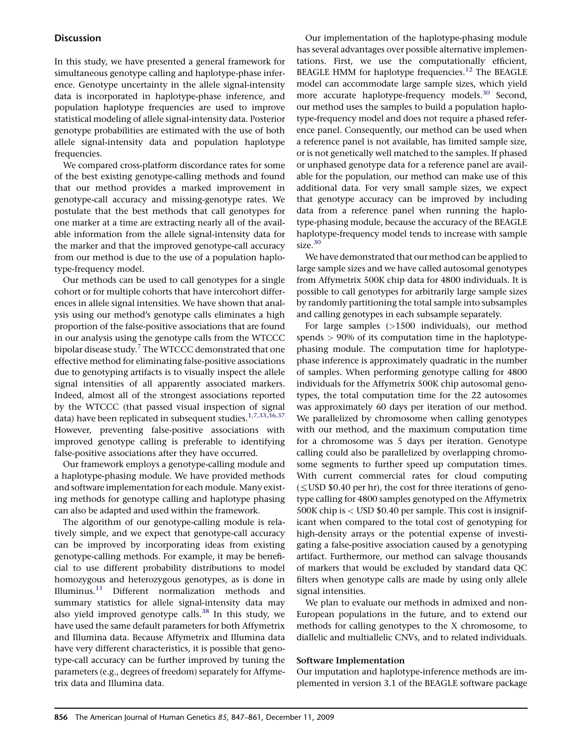## Discussion

In this study, we have presented a general framework for simultaneous genotype calling and haplotype-phase inference. Genotype uncertainty in the allele signal-intensity data is incorporated in haplotype-phase inference, and population haplotype frequencies are used to improve statistical modeling of allele signal-intensity data. Posterior genotype probabilities are estimated with the use of both allele signal-intensity data and population haplotype frequencies.

We compared cross-platform discordance rates for some of the best existing genotype-calling methods and found that our method provides a marked improvement in genotype-call accuracy and missing-genotype rates. We postulate that the best methods that call genotypes for one marker at a time are extracting nearly all of the available information from the allele signal-intensity data for the marker and that the improved genotype-call accuracy from our method is due to the use of a population haplotype-frequency model.

Our methods can be used to call genotypes for a single cohort or for multiple cohorts that have intercohort differences in allele signal intensities. We have shown that analysis using our method's genotype calls eliminates a high proportion of the false-positive associations that are found in our analysis using the genotype calls from the WTCCC bipolar disease study.[7] The WTCCC demonstrated that one effective method for eliminating false-positive associations due to genotyping artifacts is to visually inspect the allele signal intensities of all apparently associated markers. Indeed, almost all of the strongest associations reported by the WTCCC (that passed visual inspection of signal data) have been replicated in subsequent studies.[1,7,33,36,37] However, preventing false-positive associations with improved genotype calling is preferable to identifying false-positive associations after they have occurred.

Our framework employs a genotype-calling module and a haplotype-phasing module. We have provided methods and software implementation for each module. Many existing methods for genotype calling and haplotype phasing can also be adapted and used within the framework.

The algorithm of our genotype-calling module is relatively simple, and we expect that genotype-call accuracy can be improved by incorporating ideas from existing genotype-calling methods. For example, it may be beneficial to use different probability distributions to model homozygous and heterozygous genotypes, as is done in Illuminus.[11] Different normalization methods and summary statistics for allele signal-intensity data may also yield improved genotype calls.[38] In this study, we have used the same default parameters for both Affymetrix and Illumina data. Because Affymetrix and Illumina data have very different characteristics, it is possible that genotype-call accuracy can be further improved by tuning the parameters (e.g., degrees of freedom) separately for Affymetrix data and Illumina data.

Our implementation of the haplotype-phasing module has several advantages over possible alternative implementations. First, we use the computationally efficient, BEAGLE HMM for haplotype frequencies.[12] The BEAGLE model can accommodate large sample sizes, which yield more accurate haplotype-frequency models.[30] Second, our method uses the samples to build a population haplotype-frequency model and does not require a phased reference panel. Consequently, our method can be used when a reference panel is not available, has limited sample size, or is not genetically well matched to the samples. If phased or unphased genotype data for a reference panel are available for the population, our method can make use of this additional data. For very small sample sizes, we expect that genotype accuracy can be improved by including data from a reference panel when running the haplotype-phasing module, because the accuracy of the BEAGLE haplotype-frequency model tends to increase with sample size.[30]

We have demonstrated that our method can be applied to large sample sizes and we have called autosomal genotypes from Affymetrix 500K chip data for 4800 individuals. It is possible to call genotypes for arbitrarily large sample sizes by randomly partitioning the total sample into subsamples and calling genotypes in each subsample separately.

For large samples (>1500 individuals), our method spends > 90% of its computation time in the haplotype-phasing module. The computation time for haplotype-phase inference is approximately quadratic in the number of samples. When performing genotype calling for 4800 individuals for the Affymetrix 500K chip autosomal genotypes, the total computation time for the 22 autosomes was approximately 60 days per iteration of our method. We parallelized by chromosome when calling genotypes with our method, and the maximum computation time for a chromosome was 5 days per iteration. Genotype calling could also be parallelized by overlapping chromosome segments to further speed up computation times. With current commercial rates for cloud computing (≤USD \$0.40 per hr), the cost for three iterations of genotype calling for 4800 samples genotyped on the Affymetrix 500K chip is < USD \$0.40 per sample. This cost is insignificant when compared to the total cost of genotyping for high-density arrays or the potential expense of investigating a false-positive association caused by a genotyping artifact. Furthermore, our method can salvage thousands of markers that would be excluded by standard data QC filters when genotype calls are made by using only allele signal intensities.

We plan to evaluate our methods in admixed and non-European populations in the future, and to extend our methods for calling genotypes to the X chromosome, to diallelic and multiallelic CNVs, and to related individuals.

### Software Implementation

Our imputation and haplotype-inference methods are implemented in version 3.1 of the BEAGLE software package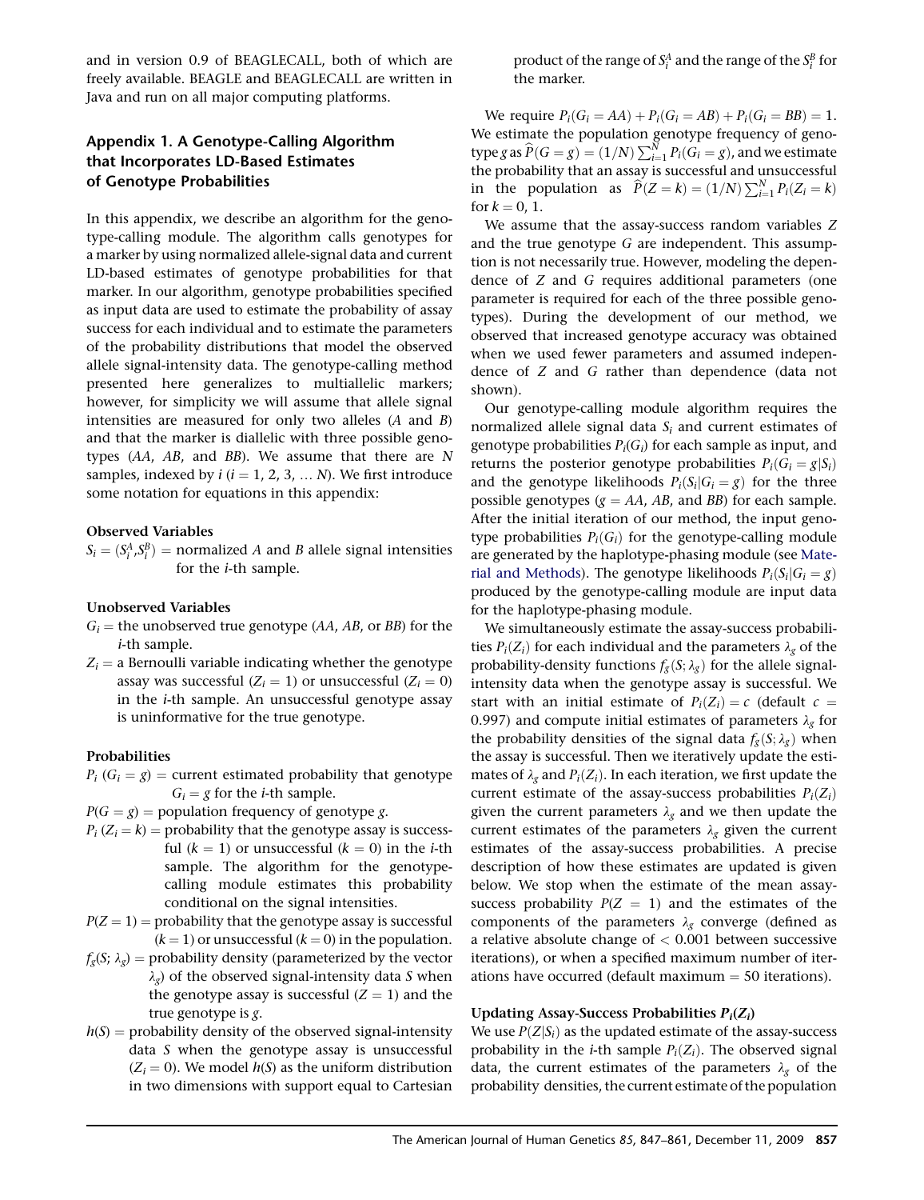and in version 0.9 of BEAGLECALL, both of which are freely available. BEAGLE and BEAGLECALL are written in Java and run on all major computing platforms.

## Appendix 1. A Genotype-Calling Algorithm that Incorporates LD-Based Estimates of Genotype Probabilities

In this appendix, we describe an algorithm for the genotype-calling module. The algorithm calls genotypes for a marker by using normalized allele-signal data and current LD-based estimates of genotype probabilities for that marker. In our algorithm, genotype probabilities specified as input data are used to estimate the probability of assay success for each individual and to estimate the parameters of the probability distributions that model the observed allele signal-intensity data. The genotype-calling method presented here generalizes to multiallelic markers; however, for simplicity we will assume that allele signal intensities are measured for only two alleles (*A* and *B*) and that the marker is diallelic with three possible genotypes (*AA*, *AB*, and *BB*). We assume that there are *N* samples, indexed by *i* ($i = 1, 2, 3, \ldots N$). We first introduce some notation for equations in this appendix:

**Observed Variables**

$S_i = (S_i^A, S_i^B)$ = normalized *A* and *B* allele signal intensities for the *i*-th sample.

**Unobserved Variables**

$G_i$ = the unobserved true genotype (*AA*, *AB*, or *BB*) for the *i*-th sample.

$Z_i$ = a Bernoulli variable indicating whether the genotype assay was successful ($Z_i = 1$) or unsuccessful ($Z_i = 0$) in the *i*-th sample. An unsuccessful genotype assay is uninformative for the true genotype.

**Probabilities**

$P_i(G_i = g)$ = current estimated probability that genotype $G_i = g$ for the *i*-th sample.

$P(G = g)$ = population frequency of genotype *g*.

$P_i(Z_i = k)$ = probability that the genotype assay is successful ($k = 1$) or unsuccessful ($k = 0$) in the *i*-th sample. The algorithm for the genotype-calling module estimates this probability conditional on the signal intensities.

$P(Z = 1)$ = probability that the genotype assay is successful ($k = 1$) or unsuccessful ($k = 0$) in the population.

$f_g(S; \lambda_g)$ = probability density (parameterized by the vector $\lambda_g$) of the observed signal-intensity data *S* when the genotype assay is successful ($Z = 1$) and the true genotype is *g*.

$h(S)$ = probability density of the observed signal-intensity data *S* when the genotype assay is unsuccessful ($Z_i = 0$). We model $h(S)$ as the uniform distribution in two dimensions with support equal to Cartesian product of the range of $S_i^A$ and the range of the $S_i^B$ for the marker.

We require $P_i(G_i = AA) + P_i(G_i = AB) + P_i(G_i = BB) = 1$. We estimate the population genotype frequency of genotype *g* as $\widehat{P}(G = g) = (1/N)\sum_{i=1}^{N} P_i(G_i = g)$, and we estimate the probability that an assay is successful and unsuccessful in the population as $\widehat{P}(Z = k) = (1/N)\sum_{i=1}^{N} P_i(Z_i = k)$ for $k = 0, 1$.

We assume that the assay-success random variables *Z* and the true genotype *G* are independent. This assumption is not necessarily true. However, modeling the dependence of *Z* and *G* requires additional parameters (one parameter is required for each of the three possible genotypes). During the development of our method, we observed that increased genotype accuracy was obtained when we used fewer parameters and assumed independence of *Z* and *G* rather than dependence (data not shown).

Our genotype-calling module algorithm requires the normalized allele signal data $S_i$ and current estimates of genotype probabilities $P_i(G_i)$ for each sample as input, and returns the posterior genotype probabilities $P_i(G_i = g|S_i)$ and the genotype likelihoods $P_i(S_i|G_i = g)$ for the three possible genotypes ($g$ = *AA*, *AB*, and *BB*) for each sample. After the initial iteration of our method, the input genotype probabilities $P_i(G_i)$ for the genotype-calling module are generated by the haplotype-phasing module (see Material and Methods). The genotype likelihoods $P_i(S_i|G_i = g)$ produced by the genotype-calling module are input data for the haplotype-phasing module.

We simultaneously estimate the assay-success probabilities $P_i(Z_i)$ for each individual and the parameters $\lambda_g$ of the probability-density functions $f_g(S; \lambda_g)$ for the allele signal-intensity data when the genotype assay is successful. We start with an initial estimate of $P_i(Z_i) = c$ (default $c = 0.997$) and compute initial estimates of parameters $\lambda_g$ for the probability densities of the signal data $f_g(S; \lambda_g)$ when the assay is successful. Then we iteratively update the estimates of $\lambda_g$ and $P_i(Z_i)$. In each iteration, we first update the current estimate of the assay-success probabilities $P_i(Z_i)$ given the current parameters $\lambda_g$ and we then update the current estimates of the parameters $\lambda_g$ given the current estimates of the assay-success probabilities. A precise description of how these estimates are updated is given below. We stop when the estimate of the mean assay-success probability $P(Z = 1)$ and the estimates of the components of the parameters $\lambda_g$ converge (defined as a relative absolute change of $< 0.001$ between successive iterations), or when a specified maximum number of iterations have occurred (default maximum = 50 iterations).

### Updating Assay-Success Probabilities $P_i(Z_i)$

We use $P(Z|S_i)$ as the updated estimate of the assay-success probability in the *i*-th sample $P_i(Z_i)$. The observed signal data, the current estimates of the parameters $\lambda_g$ of the probability densities, the current estimate of the population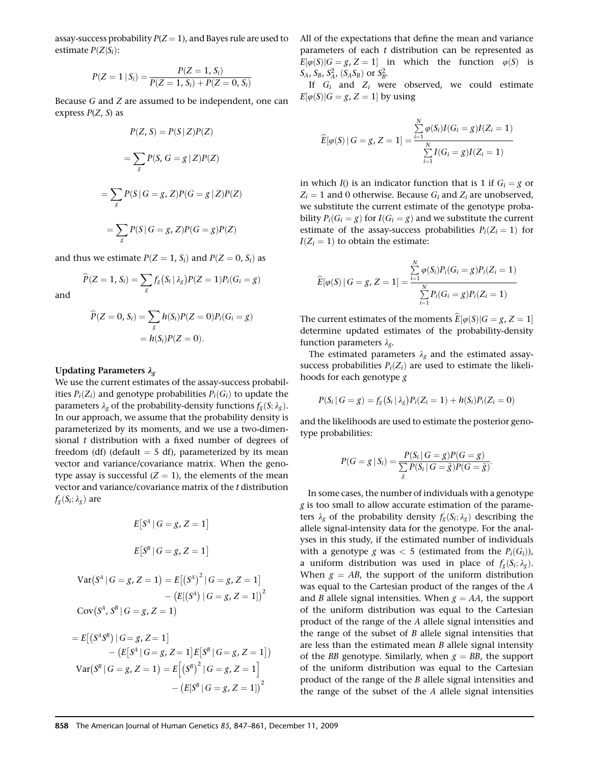assay-success probability $P(Z = 1)$, and Bayes rule are used to estimate $P(Z|S_i)$:

$$P(Z = 1 \mid S_i) = \frac{P(Z = 1, S_i)}{P(Z = 1, S_i) + P(Z = 0, S_i)}$$

Because $G$ and $Z$ are assumed to be independent, one can express $P(Z, S)$ as

$$P(Z, S) = P(S \mid Z)P(Z)$$

$$= \sum_g P(S, G = g \mid Z)P(Z)$$

$$= \sum_g P(S \mid G = g, Z)P(G = g \mid Z)P(Z)$$

$$= \sum_g P(S \mid G = g, Z)P(G = g)P(Z)$$

and thus we estimate $P(Z = 1, S_i)$ and $P(Z = 0, S_i)$ as

$$\widehat{P}(Z = 1, S_i) = \sum_g f_g(S_i \mid \lambda_g)P(Z = 1)P_i(G_i = g)$$

and

$$\widehat{P}(Z = 0, S_i) = \sum_g h(S_i)P(Z = 0)P_i(G_i = g)$$
$$= h(S_i)P(Z = 0).$$

**Updating Parameters $\lambda_g$**

We use the current estimates of the assay-success probabilities $P_i(Z_i)$ and genotype probabilities $P_i(G_i)$ to update the parameters $\lambda_g$ of the probability-density functions $f_g(S; \lambda_g)$. In our approach, we assume that the probability density is parameterized by its moments, and we use a two-dimensional $t$ distribution with a fixed number of degrees of freedom (df) (default = 5 df), parameterized by its mean vector and variance/covariance matrix. When the genotype assay is successful ($Z = 1$), the elements of the mean vector and variance/covariance matrix of the $t$ distribution $f_g(S_i; \lambda_g)$ are

$$E\left[S^A \mid G = g, Z = 1\right]$$

$$E\left[S^B \mid G = g, Z = 1\right]$$

$$\mathrm{Var}\left(S^A \mid G = g, Z = 1\right) = E\left[\left(S^A\right)^2 \mid G = g, Z = 1\right] - \left(E[\left(S^A\right) \mid G = g, Z = 1]\right)^2$$

$$\mathrm{Cov}\left(S^A, S^B \mid G = g, Z = 1\right)$$

$$= E\left[\left(S^A S^B\right) \mid G = g, Z = 1\right] - \left(E\left[S^A \mid G = g, Z = 1\right]E\left[S^B \mid G = g, Z = 1\right]\right)$$

$$\mathrm{Var}\left(S^B \mid G = g, Z = 1\right) = E\left[\left(S^B\right)^2 \mid G = g, Z = 1\right] - \left(E[S^B \mid G = g, Z = 1]\right)^2$$

All of the expectations that define the mean and variance parameters of each $t$ distribution can be represented as $E[\varphi(S)|G = g, Z = 1]$ in which the function $\varphi(S)$ is $S_A$, $S_B$, $S_A^2$, $(S_A S_B)$ or $S_B^2$.

If $G_i$ and $Z_i$ were observed, we could estimate $E[\varphi(S)|G = g, Z = 1]$ by using

$$\widehat{E}[\varphi(S) \mid G = g, Z = 1] = \frac{\sum_{i=1}^{N} \varphi(S_i)I(G_i = g)I(Z_i = 1)}{\sum_{i=1}^{N} I(G_i = g)I(Z_i = 1)}$$

in which $I()$ is an indicator function that is 1 if $G_i = g$ or $Z_i = 1$ and 0 otherwise. Because $G_i$ and $Z_i$ are unobserved, we substitute the current estimate of the genotype probability $P_i(G_i = g)$ for $I(G_i = g)$ and we substitute the current estimate of the assay-success probabilities $P_i(Z_i = 1)$ for $I(Z_i = 1)$ to obtain the estimate:

$$\widehat{E}[\varphi(S) \mid G = g, Z = 1] = \frac{\sum_{i=1}^{N} \varphi(S_i)P_i(G_i = g)P_i(Z_i = 1)}{\sum_{i=1}^{N} P_i(G_i = g)P_i(Z_i = 1)}$$

The current estimates of the moments $\widehat{E}[\varphi(S)|G = g, Z = 1]$ determine updated estimates of the probability-density function parameters $\lambda_g$.

The estimated parameters $\lambda_g$ and the estimated assay-success probabilities $P_i(Z_i)$ are used to estimate the likelihoods for each genotype $g$

$$P(S_i \mid G = g) = f_g(S_i \mid \lambda_g)P_i(Z_i = 1) + h(S_i)P_i(Z_i = 0)$$

and the likelihoods are used to estimate the posterior genotype probabilities:

$$P(G = g \mid S_i) = \frac{P(S_i \mid G = g)P(G = g)}{\sum_{\tilde{g}} P(S_i \mid G = \tilde{g})P(G = \tilde{g})}.$$

In some cases, the number of individuals with a genotype $g$ is too small to allow accurate estimation of the parameters $\lambda_g$ of the probability density $f_g(S_i; \lambda_g)$ describing the allele signal-intensity data for the genotype. For the analyses in this study, if the estimated number of individuals with a genotype $g$ was $< 5$ (estimated from the $P_i(G_i)$), a uniform distribution was used in place of $f_g(S_i; \lambda_g)$. When $g = AB$, the support of the uniform distribution was equal to the Cartesian product of the ranges of the $A$ and $B$ allele signal intensities. When $g = AA$, the support of the uniform distribution was equal to the Cartesian product of the range of the $A$ allele signal intensities and the range of the subset of $B$ allele signal intensities that are less than the estimated mean $B$ allele signal intensity of the $BB$ genotype. Similarly, when $g = BB$, the support of the uniform distribution was equal to the Cartesian product of the range of the $B$ allele signal intensities and the range of the subset of the $A$ allele signal intensities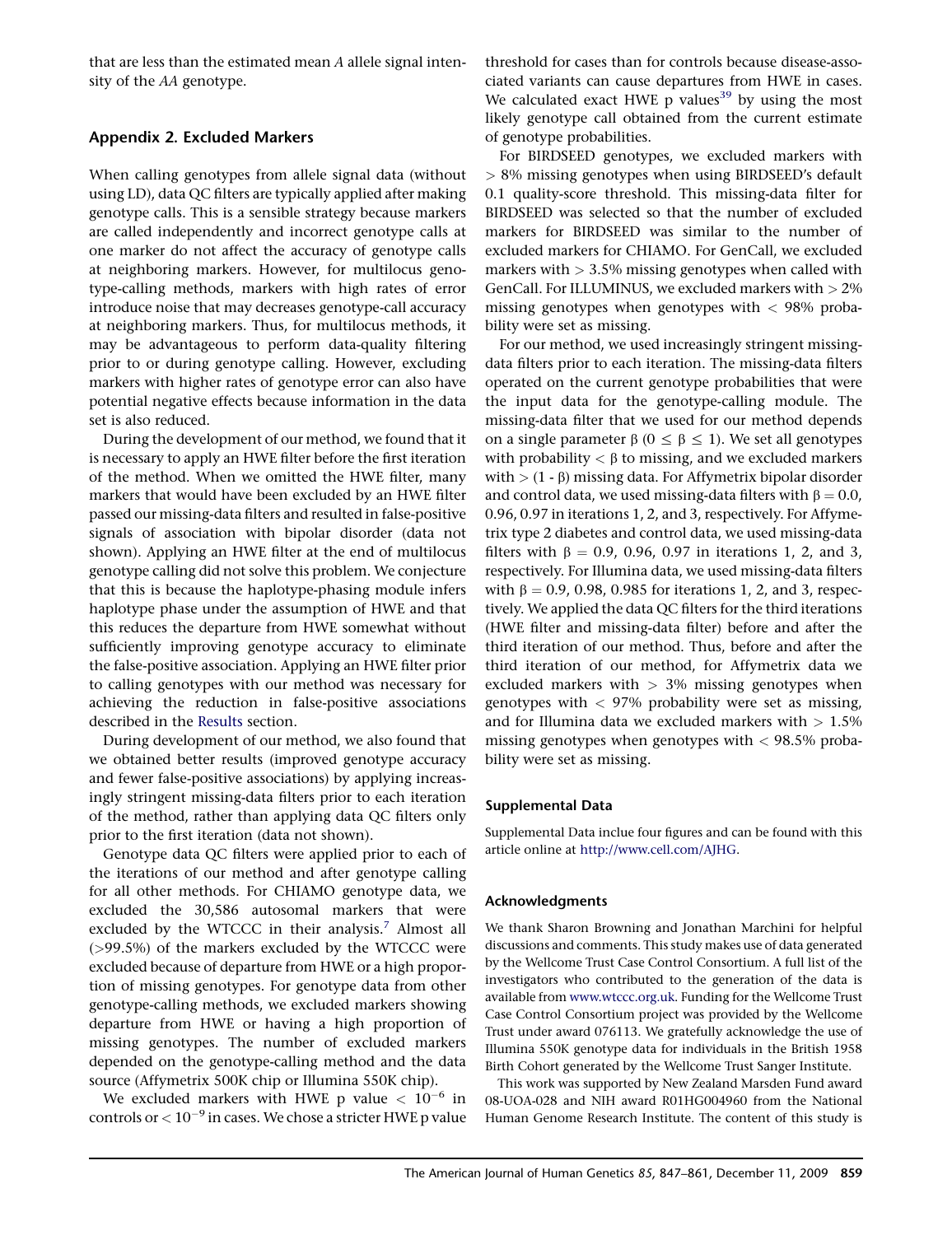that are less than the estimated mean *A* allele signal intensity of the *AA* genotype.

## Appendix 2. Excluded Markers

When calling genotypes from allele signal data (without using LD), data QC filters are typically applied after making genotype calls. This is a sensible strategy because markers are called independently and incorrect genotype calls at one marker do not affect the accuracy of genotype calls at neighboring markers. However, for multilocus genotype-calling methods, markers with high rates of error introduce noise that may decreases genotype-call accuracy at neighboring markers. Thus, for multilocus methods, it may be advantageous to perform data-quality filtering prior to or during genotype calling. However, excluding markers with higher rates of genotype error can also have potential negative effects because information in the data set is also reduced.

During the development of our method, we found that it is necessary to apply an HWE filter before the first iteration of the method. When we omitted the HWE filter, many markers that would have been excluded by an HWE filter passed our missing-data filters and resulted in false-positive signals of association with bipolar disorder (data not shown). Applying an HWE filter at the end of multilocus genotype calling did not solve this problem. We conjecture that this is because the haplotype-phasing module infers haplotype phase under the assumption of HWE and that this reduces the departure from HWE somewhat without sufficiently improving genotype accuracy to eliminate the false-positive association. Applying an HWE filter prior to calling genotypes with our method was necessary for achieving the reduction in false-positive associations described in the Results section.

During development of our method, we also found that we obtained better results (improved genotype accuracy and fewer false-positive associations) by applying increasingly stringent missing-data filters prior to each iteration of the method, rather than applying data QC filters only prior to the first iteration (data not shown).

Genotype data QC filters were applied prior to each of the iterations of our method and after genotype calling for all other methods. For CHIAMO genotype data, we excluded the 30,586 autosomal markers that were excluded by the WTCCC in their analysis.[7] Almost all (>99.5%) of the markers excluded by the WTCCC were excluded because of departure from HWE or a high proportion of missing genotypes. For genotype data from other genotype-calling methods, we excluded markers showing departure from HWE or having a high proportion of missing genotypes. The number of excluded markers depended on the genotype-calling method and the data source (Affymetrix 500K chip or Illumina 550K chip).

We excluded markers with HWE p value $< 10^{-6}$ in controls or $< 10^{-9}$ in cases. We chose a stricter HWE p value threshold for cases than for controls because disease-associated variants can cause departures from HWE in cases. We calculated exact HWE p values[39] by using the most likely genotype call obtained from the current estimate of genotype probabilities.

For BIRDSEED genotypes, we excluded markers with $>$ 8% missing genotypes when using BIRDSEED's default 0.1 quality-score threshold. This missing-data filter for BIRDSEED was selected so that the number of excluded markers for BIRDSEED was similar to the number of excluded markers for CHIAMO. For GenCall, we excluded markers with $>$ 3.5% missing genotypes when called with GenCall. For ILLUMINUS, we excluded markers with $>$ 2% missing genotypes when genotypes with $<$ 98% probability were set as missing.

For our method, we used increasingly stringent missing-data filters prior to each iteration. The missing-data filters operated on the current genotype probabilities that were the input data for the genotype-calling module. The missing-data filter that we used for our method depends on a single parameter β ($0 \leq \beta \leq 1$). We set all genotypes with probability $< \beta$ to missing, and we excluded markers with $> (1 - \beta)$ missing data. For Affymetrix bipolar disorder and control data, we used missing-data filters with $\beta = 0.0$, 0.96, 0.97 in iterations 1, 2, and 3, respectively. For Affymetrix type 2 diabetes and control data, we used missing-data filters with $\beta = 0.9$, 0.96, 0.97 in iterations 1, 2, and 3, respectively. For Illumina data, we used missing-data filters with $\beta = 0.9$, 0.98, 0.985 for iterations 1, 2, and 3, respectively. We applied the data QC filters for the third iterations (HWE filter and missing-data filter) before and after the third iteration of our method. Thus, before and after the third iteration of our method, for Affymetrix data we excluded markers with $>$ 3% missing genotypes when genotypes with $<$ 97% probability were set as missing, and for Illumina data we excluded markers with $>$ 1.5% missing genotypes when genotypes with $<$ 98.5% probability were set as missing.

### Supplemental Data

Supplemental Data inclue four figures and can be found with this article online at http://www.cell.com/AJHG.

### Acknowledgments

We thank Sharon Browning and Jonathan Marchini for helpful discussions and comments. This study makes use of data generated by the Wellcome Trust Case Control Consortium. A full list of the investigators who contributed to the generation of the data is available from www.wtccc.org.uk. Funding for the Wellcome Trust Case Control Consortium project was provided by the Wellcome Trust under award 076113. We gratefully acknowledge the use of Illumina 550K genotype data for individuals in the British 1958 Birth Cohort generated by the Wellcome Trust Sanger Institute.

This work was supported by New Zealand Marsden Fund award 08-UOA-028 and NIH award R01HG004960 from the National Human Genome Research Institute. The content of this study is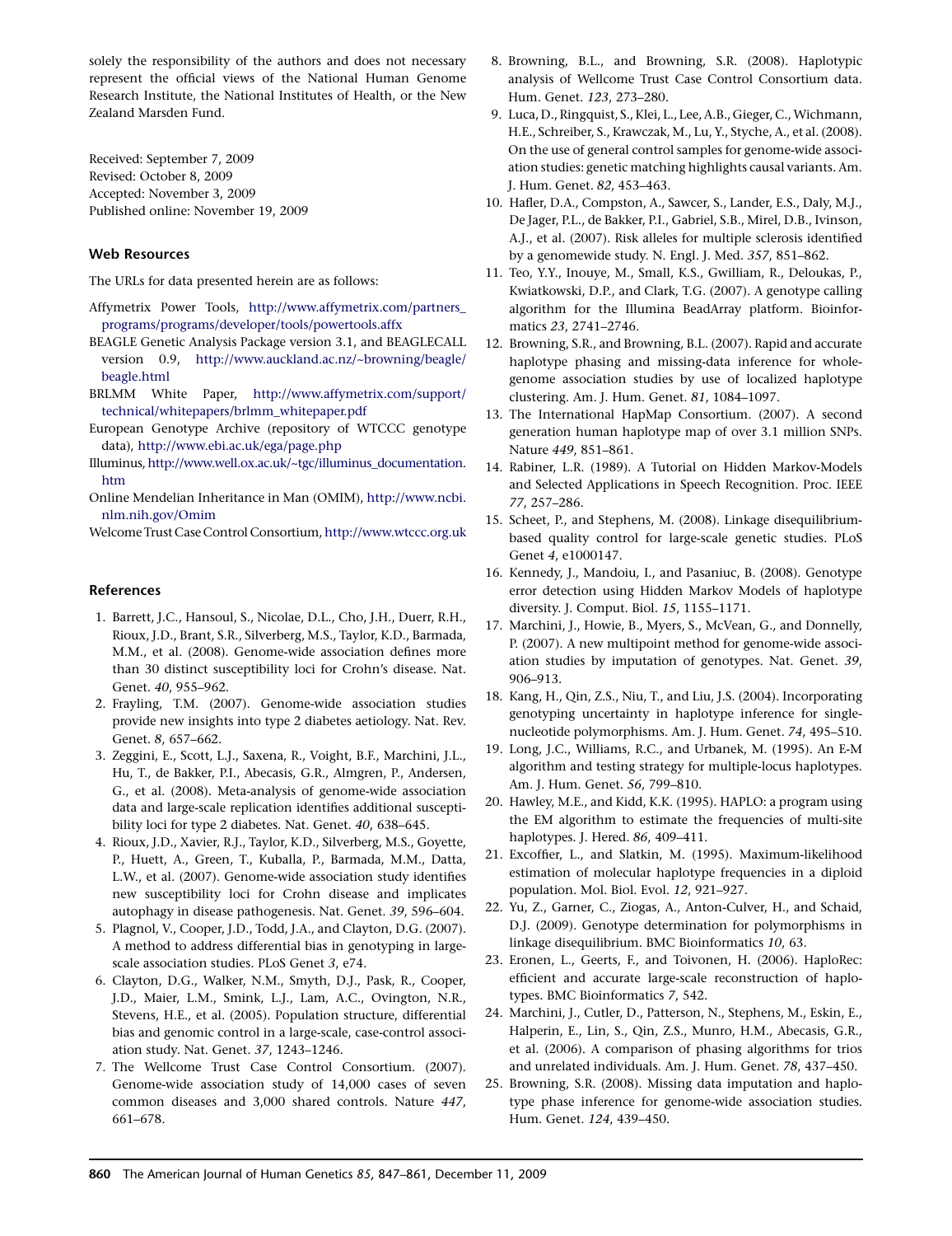solely the responsibility of the authors and does not necessary represent the official views of the National Human Genome Research Institute, the National Institutes of Health, or the New Zealand Marsden Fund.

Received: September 7, 2009
Revised: October 8, 2009
Accepted: November 3, 2009
Published online: November 19, 2009

### Web Resources

The URLs for data presented herein are as follows:

Affymetrix Power Tools, http://www.affymetrix.com/partners_programs/programs/developer/tools/powertools.affx

BEAGLE Genetic Analysis Package version 3.1, and BEAGLECALL version 0.9, http://www.auckland.ac.nz/~browning/beagle/beagle.html

BRLMM White Paper, http://www.affymetrix.com/support/technical/whitepapers/brlmm_whitepaper.pdf

European Genotype Archive (repository of WTCCC genotype data), http://www.ebi.ac.uk/ega/page.php

Illuminus, http://www.well.ox.ac.uk/~tgc/illuminus_documentation.htm

Online Mendelian Inheritance in Man (OMIM), http://www.ncbi.nlm.nih.gov/Omim

Welcome Trust Case Control Consortium, http://www.wtccc.org.uk

### References

1. Barrett, J.C., Hansoul, S., Nicolae, D.L., Cho, J.H., Duerr, R.H., Rioux, J.D., Brant, S.R., Silverberg, M.S., Taylor, K.D., Barmada, M.M., et al. (2008). Genome-wide association defines more than 30 distinct susceptibility loci for Crohn's disease. Nat. Genet. *40*, 955–962.
2. Frayling, T.M. (2007). Genome-wide association studies provide new insights into type 2 diabetes aetiology. Nat. Rev. Genet. *8*, 657–662.
3. Zeggini, E., Scott, L.J., Saxena, R., Voight, B.F., Marchini, J.L., Hu, T., de Bakker, P.I., Abecasis, G.R., Almgren, P., Andersen, G., et al. (2008). Meta-analysis of genome-wide association data and large-scale replication identifies additional susceptibility loci for type 2 diabetes. Nat. Genet. *40*, 638–645.
4. Rioux, J.D., Xavier, R.J., Taylor, K.D., Silverberg, M.S., Goyette, P., Huett, A., Green, T., Kuballa, P., Barmada, M.M., Datta, L.W., et al. (2007). Genome-wide association study identifies new susceptibility loci for Crohn disease and implicates autophagy in disease pathogenesis. Nat. Genet. *39*, 596–604.
5. Plagnol, V., Cooper, J.D., Todd, J.A., and Clayton, D.G. (2007). A method to address differential bias in genotyping in large-scale association studies. PLoS Genet *3*, e74.
6. Clayton, D.G., Walker, N.M., Smyth, D.J., Pask, R., Cooper, J.D., Maier, L.M., Smink, L.J., Lam, A.C., Ovington, N.R., Stevens, H.E., et al. (2005). Population structure, differential bias and genomic control in a large-scale, case-control association study. Nat. Genet. *37*, 1243–1246.
7. The Wellcome Trust Case Control Consortium. (2007). Genome-wide association study of 14,000 cases of seven common diseases and 3,000 shared controls. Nature *447*, 661–678.
8. Browning, B.L., and Browning, S.R. (2008). Haplotypic analysis of Wellcome Trust Case Control Consortium data. Hum. Genet. *123*, 273–280.
9. Luca, D., Ringquist, S., Klei, L., Lee, A.B., Gieger, C., Wichmann, H.E., Schreiber, S., Krawczak, M., Lu, Y., Styche, A., et al. (2008). On the use of general control samples for genome-wide association studies: genetic matching highlights causal variants. Am. J. Hum. Genet. *82*, 453–463.
10. Hafler, D.A., Compston, A., Sawcer, S., Lander, E.S., Daly, M.J., De Jager, P.L., de Bakker, P.I., Gabriel, S.B., Mirel, D.B., Ivinson, A.J., et al. (2007). Risk alleles for multiple sclerosis identified by a genomewide study. N. Engl. J. Med. *357*, 851–862.
11. Teo, Y.Y., Inouye, M., Small, K.S., Gwilliam, R., Deloukas, P., Kwiatkowski, D.P., and Clark, T.G. (2007). A genotype calling algorithm for the Illumina BeadArray platform. Bioinformatics *23*, 2741–2746.
12. Browning, S.R., and Browning, B.L. (2007). Rapid and accurate haplotype phasing and missing-data inference for whole-genome association studies by use of localized haplotype clustering. Am. J. Hum. Genet. *81*, 1084–1097.
13. The International HapMap Consortium. (2007). A second generation human haplotype map of over 3.1 million SNPs. Nature *449*, 851–861.
14. Rabiner, L.R. (1989). A Tutorial on Hidden Markov-Models and Selected Applications in Speech Recognition. Proc. IEEE *77*, 257–286.
15. Scheet, P., and Stephens, M. (2008). Linkage disequilibrium-based quality control for large-scale genetic studies. PLoS Genet *4*, e1000147.
16. Kennedy, J., Mandoiu, I., and Pasaniuc, B. (2008). Genotype error detection using Hidden Markov Models of haplotype diversity. J. Comput. Biol. *15*, 1155–1171.
17. Marchini, J., Howie, B., Myers, S., McVean, G., and Donnelly, P. (2007). A new multipoint method for genome-wide association studies by imputation of genotypes. Nat. Genet. *39*, 906–913.
18. Kang, H., Qin, Z.S., Niu, T., and Liu, J.S. (2004). Incorporating genotyping uncertainty in haplotype inference for single-nucleotide polymorphisms. Am. J. Hum. Genet. *74*, 495–510.
19. Long, J.C., Williams, R.C., and Urbanek, M. (1995). An E-M algorithm and testing strategy for multiple-locus haplotypes. Am. J. Hum. Genet. *56*, 799–810.
20. Hawley, M.E., and Kidd, K.K. (1995). HAPLO: a program using the EM algorithm to estimate the frequencies of multi-site haplotypes. J. Hered. *86*, 409–411.
21. Excoffier, L., and Slatkin, M. (1995). Maximum-likelihood estimation of molecular haplotype frequencies in a diploid population. Mol. Biol. Evol. *12*, 921–927.
22. Yu, Z., Garner, C., Ziogas, A., Anton-Culver, H., and Schaid, D.J. (2009). Genotype determination for polymorphisms in linkage disequilibrium. BMC Bioinformatics *10*, 63.
23. Eronen, L., Geerts, F., and Toivonen, H. (2006). HaploRec: efficient and accurate large-scale reconstruction of haplotypes. BMC Bioinformatics *7*, 542.
24. Marchini, J., Cutler, D., Patterson, N., Stephens, M., Eskin, E., Halperin, E., Lin, S., Qin, Z.S., Munro, H.M., Abecasis, G.R., et al. (2006). A comparison of phasing algorithms for trios and unrelated individuals. Am. J. Hum. Genet. *78*, 437–450.
25. Browning, S.R. (2008). Missing data imputation and haplotype phase inference for genome-wide association studies. Hum. Genet. *124*, 439–450.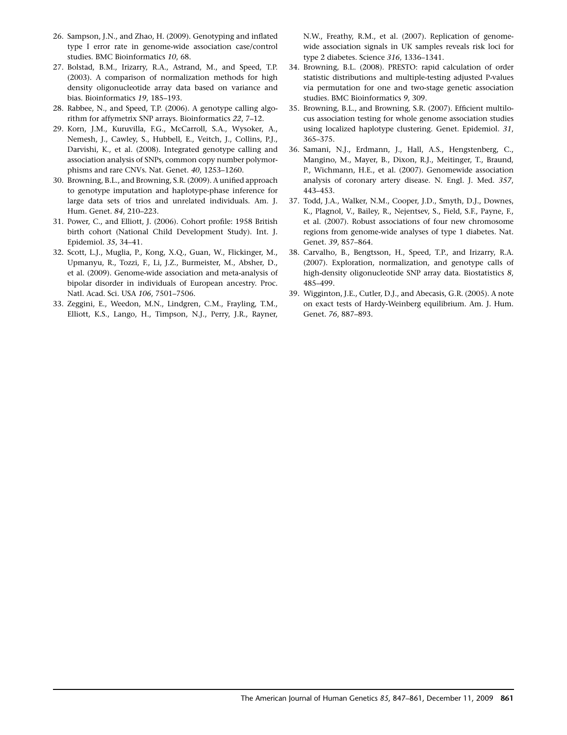26. Sampson, J.N., and Zhao, H. (2009). Genotyping and inflated type I error rate in genome-wide association case/control studies. BMC Bioinformatics *10*, 68.
27. Bolstad, B.M., Irizarry, R.A., Astrand, M., and Speed, T.P. (2003). A comparison of normalization methods for high density oligonucleotide array data based on variance and bias. Bioinformatics *19*, 185–193.
28. Rabbee, N., and Speed, T.P. (2006). A genotype calling algorithm for affymetrix SNP arrays. Bioinformatics *22*, 7–12.
29. Korn, J.M., Kuruvilla, F.G., McCarroll, S.A., Wysoker, A., Nemesh, J., Cawley, S., Hubbell, E., Veitch, J., Collins, P.J., Darvishi, K., et al. (2008). Integrated genotype calling and association analysis of SNPs, common copy number polymorphisms and rare CNVs. Nat. Genet. *40*, 1253–1260.
30. Browning, B.L., and Browning, S.R. (2009). A unified approach to genotype imputation and haplotype-phase inference for large data sets of trios and unrelated individuals. Am. J. Hum. Genet. *84*, 210–223.
31. Power, C., and Elliott, J. (2006). Cohort profile: 1958 British birth cohort (National Child Development Study). Int. J. Epidemiol. *35*, 34–41.
32. Scott, L.J., Muglia, P., Kong, X.Q., Guan, W., Flickinger, M., Upmanyu, R., Tozzi, F., Li, J.Z., Burmeister, M., Absher, D., et al. (2009). Genome-wide association and meta-analysis of bipolar disorder in individuals of European ancestry. Proc. Natl. Acad. Sci. USA *106*, 7501–7506.
33. Zeggini, E., Weedon, M.N., Lindgren, C.M., Frayling, T.M., Elliott, K.S., Lango, H., Timpson, N.J., Perry, J.R., Rayner, N.W., Freathy, R.M., et al. (2007). Replication of genome-wide association signals in UK samples reveals risk loci for type 2 diabetes. Science *316*, 1336–1341.
34. Browning, B.L. (2008). PRESTO: rapid calculation of order statistic distributions and multiple-testing adjusted P-values via permutation for one and two-stage genetic association studies. BMC Bioinformatics *9*, 309.
35. Browning, B.L., and Browning, S.R. (2007). Efficient multilocus association testing for whole genome association studies using localized haplotype clustering. Genet. Epidemiol. *31*, 365–375.
36. Samani, N.J., Erdmann, J., Hall, A.S., Hengstenberg, C., Mangino, M., Mayer, B., Dixon, R.J., Meitinger, T., Braund, P., Wichmann, H.E., et al. (2007). Genomewide association analysis of coronary artery disease. N. Engl. J. Med. *357*, 443–453.
37. Todd, J.A., Walker, N.M., Cooper, J.D., Smyth, D.J., Downes, K., Plagnol, V., Bailey, R., Nejentsev, S., Field, S.F., Payne, F., et al. (2007). Robust associations of four new chromosome regions from genome-wide analyses of type 1 diabetes. Nat. Genet. *39*, 857–864.
38. Carvalho, B., Bengtsson, H., Speed, T.P., and Irizarry, R.A. (2007). Exploration, normalization, and genotype calls of high-density oligonucleotide SNP array data. Biostatistics *8*, 485–499.
39. Wigginton, J.E., Cutler, D.J., and Abecasis, G.R. (2005). A note on exact tests of Hardy-Weinberg equilibrium. Am. J. Hum. Genet. *76*, 887–893.